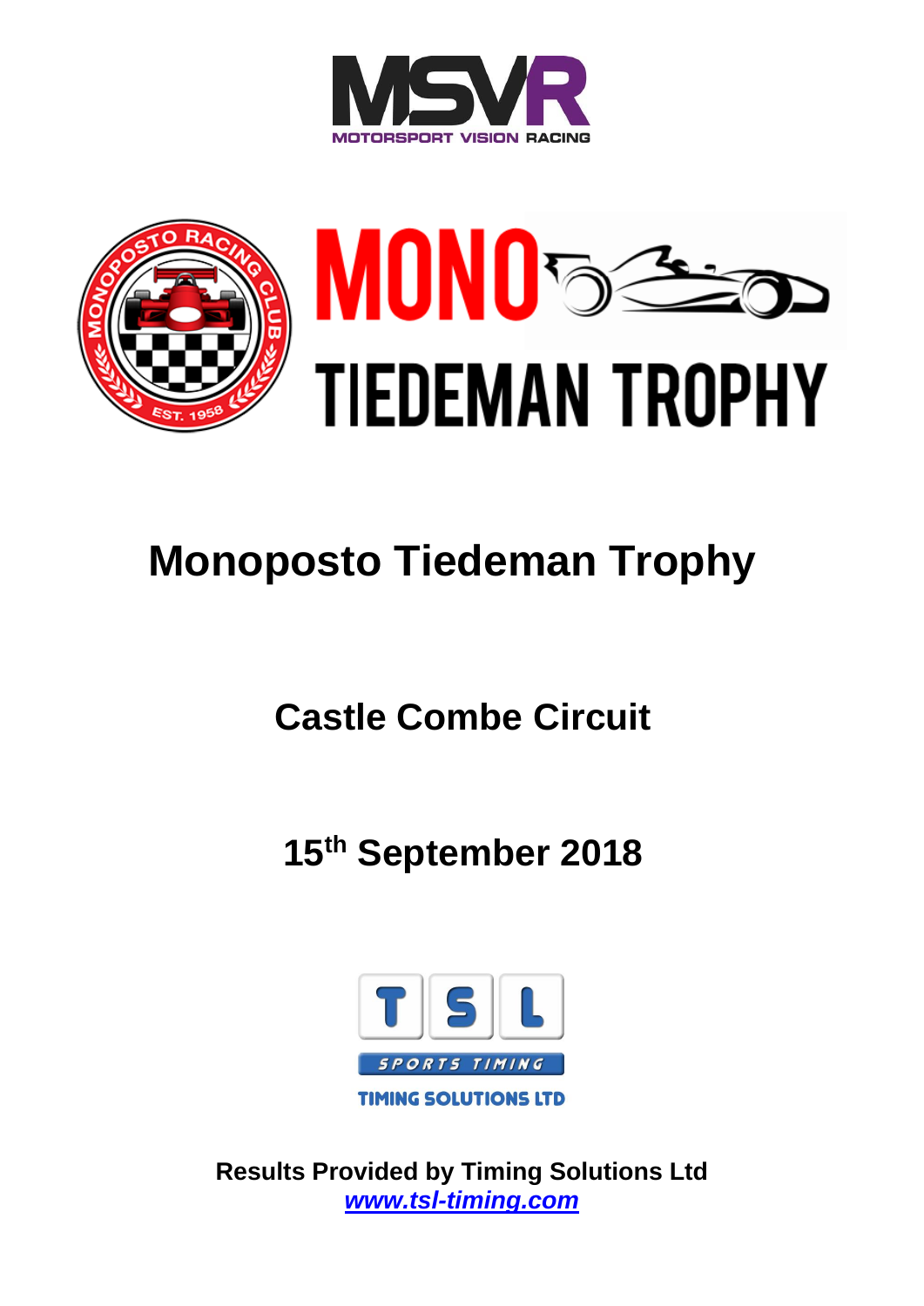# Monoposto Tiedeman Trophy

## Castle Combe Circuit

## 15th September 2018

**Results Provided by Timing Solutions Ltd**
***www.tsl-timing.com***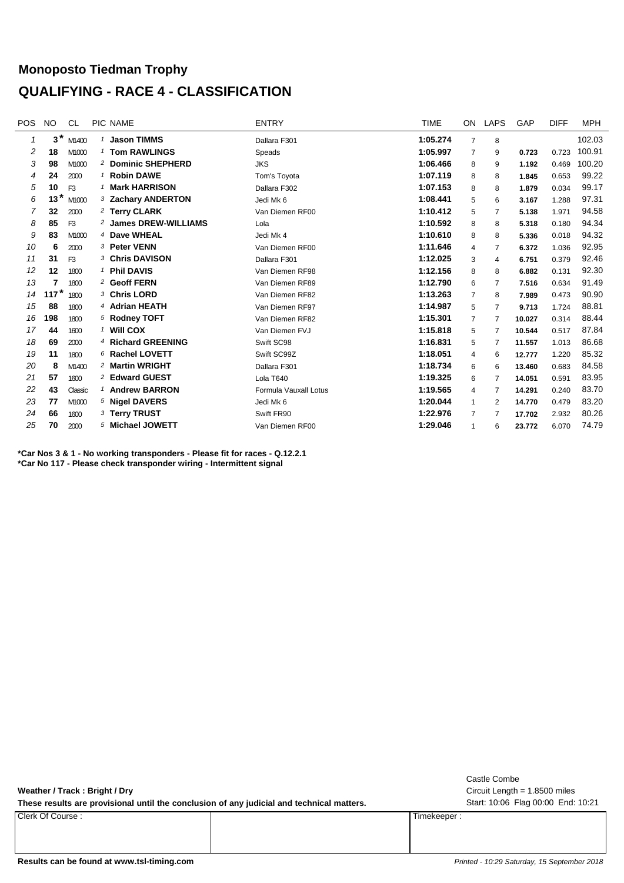## Monoposto Tiedman Trophy

## QUALIFYING - RACE 4 - CLASSIFICATION

| POS | NO | CL | PIC | NAME | ENTRY | TIME | ON | LAPS | GAP | DIFF | MPH |
|---|---|---|---|---|---|---|---|---|---|---|---|
| 1 | 3* | M1400 | 1 | **Jason TIMMS** | Dallara F301 | 1:05.274 | 7 | 8 | | | 102.03 |
| 2 | 18 | M1000 | 1 | **Tom RAWLINGS** | Speads | 1:05.997 | 7 | 9 | 0.723 | 0.723 | 100.91 |
| 3 | 98 | M1000 | 2 | **Dominic SHEPHERD** | JKS | 1:06.466 | 8 | 9 | 1.192 | 0.469 | 100.20 |
| 4 | 24 | 2000 | 1 | **Robin DAWE** | Tom's Toyota | 1:07.119 | 8 | 8 | 1.845 | 0.653 | 99.22 |
| 5 | 10 | F3 | 1 | **Mark HARRISON** | Dallara F302 | 1:07.153 | 8 | 8 | 1.879 | 0.034 | 99.17 |
| 6 | 13* | M1000 | 3 | **Zachary ANDERTON** | Jedi Mk 6 | 1:08.441 | 5 | 6 | 3.167 | 1.288 | 97.31 |
| 7 | 32 | 2000 | 2 | **Terry CLARK** | Van Diemen RF00 | 1:10.412 | 5 | 7 | 5.138 | 1.971 | 94.58 |
| 8 | 85 | F3 | 2 | **James DREW-WILLIAMS** | Lola | 1:10.592 | 8 | 8 | 5.318 | 0.180 | 94.34 |
| 9 | 83 | M1000 | 4 | **Dave WHEAL** | Jedi Mk 4 | 1:10.610 | 8 | 8 | 5.336 | 0.018 | 94.32 |
| 10 | 6 | 2000 | 3 | **Peter VENN** | Van Diemen RF00 | 1:11.646 | 4 | 7 | 6.372 | 1.036 | 92.95 |
| 11 | 31 | F3 | 3 | **Chris DAVISON** | Dallara F301 | 1:12.025 | 3 | 4 | 6.751 | 0.379 | 92.46 |
| 12 | 12 | 1800 | 1 | **Phil DAVIS** | Van Diemen RF98 | 1:12.156 | 8 | 8 | 6.882 | 0.131 | 92.30 |
| 13 | 7 | 1800 | 2 | **Geoff FERN** | Van Diemen RF89 | 1:12.790 | 6 | 7 | 7.516 | 0.634 | 91.49 |
| 14 | 117* | 1800 | 3 | **Chris LORD** | Van Diemen RF82 | 1:13.263 | 7 | 8 | 7.989 | 0.473 | 90.90 |
| 15 | 88 | 1800 | 4 | **Adrian HEATH** | Van Diemen RF97 | 1:14.987 | 5 | 7 | 9.713 | 1.724 | 88.81 |
| 16 | 198 | 1800 | 5 | **Rodney TOFT** | Van Diemen RF82 | 1:15.301 | 7 | 7 | 10.027 | 0.314 | 88.44 |
| 17 | 44 | 1600 | 1 | **Will COX** | Van Diemen FVJ | 1:15.818 | 5 | 7 | 10.544 | 0.517 | 87.84 |
| 18 | 69 | 2000 | 4 | **Richard GREENING** | Swift SC98 | 1:16.831 | 5 | 7 | 11.557 | 1.013 | 86.68 |
| 19 | 11 | 1800 | 6 | **Rachel LOVETT** | Swift SC99Z | 1:18.051 | 4 | 6 | 12.777 | 1.220 | 85.32 |
| 20 | 8 | M1400 | 2 | **Martin WRIGHT** | Dallara F301 | 1:18.734 | 6 | 6 | 13.460 | 0.683 | 84.58 |
| 21 | 57 | 1600 | 2 | **Edward GUEST** | Lola T640 | 1:19.325 | 6 | 7 | 14.051 | 0.591 | 83.95 |
| 22 | 43 | Classic | 1 | **Andrew BARRON** | Formula Vauxall Lotus | 1:19.565 | 4 | 7 | 14.291 | 0.240 | 83.70 |
| 23 | 77 | M1000 | 5 | **Nigel DAVERS** | Jedi Mk 6 | 1:20.044 | 1 | 2 | 14.770 | 0.479 | 83.20 |
| 24 | 66 | 1600 | 3 | **Terry TRUST** | Swift FR90 | 1:22.976 | 7 | 7 | 17.702 | 2.932 | 80.26 |
| 25 | 70 | 2000 | 5 | **Michael JOWETT** | Van Diemen RF00 | 1:29.046 | 1 | 6 | 23.772 | 6.070 | 74.79 |

**\*Car Nos 3 & 1 - No working transponders - Please fit for races - Q.12.2.1**
**\*Car No 117 - Please check transponder wiring - Intermittent signal**

**Weather / Track : Bright / Dry**

**These results are provisional until the conclusion of any judicial and technical matters.**

Castle Combe
Circuit Length = 1.8500 miles
Start: 10:06 Flag 00:00 End: 10:21

| Clerk Of Course : | | Timekeeper : |
|---|---|---|

**Results can be found at www.tsl-timing.com**

*Printed - 10:29 Saturday, 15 September 2018*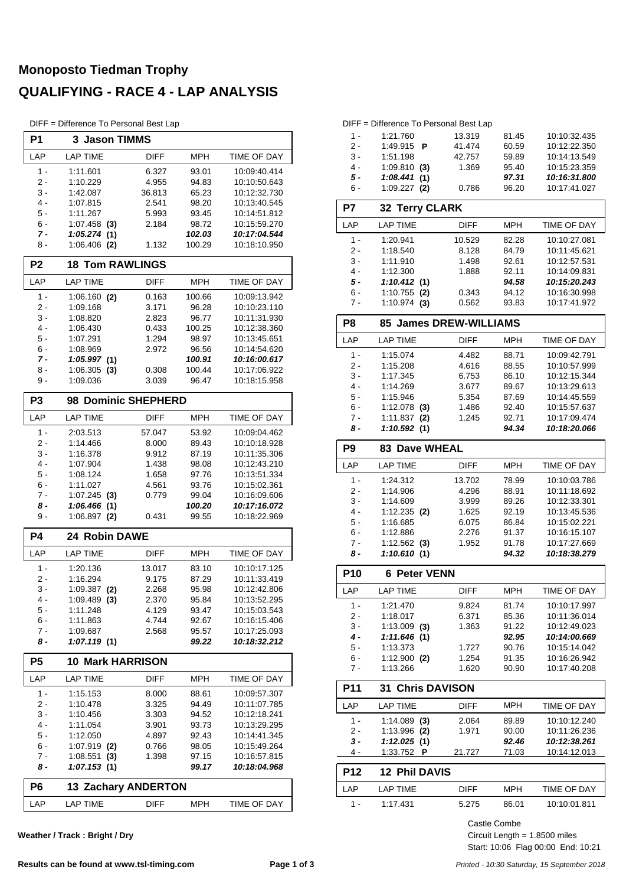# Monoposto Tiedman Trophy

## QUALIFYING - RACE 4 - LAP ANALYSIS

DIFF = Difference To Personal Best Lap

### P1 3 Jason TIMMS

| LAP | LAP TIME | DIFF | MPH | TIME OF DAY |
|---|---|---|---|---|
| 1 - | 1:11.601 | 6.327 | 93.01 | 10:09:40.414 |
| 2 - | 1:10.229 | 4.955 | 94.83 | 10:10:50.643 |
| 3 - | 1:42.087 | 36.813 | 65.23 | 10:12:32.730 |
| 4 - | 1:07.815 | 2.541 | 98.20 | 10:13:40.545 |
| 5 - | 1:11.267 | 5.993 | 93.45 | 10:14:51.812 |
| 6 - | 1:07.458 **(3)** | 2.184 | 98.72 | 10:15:59.270 |
| ***7 -*** | ***1:05.274* (1)** | | ***102.03*** | ***10:17:04.544*** |
| 8 - | 1:06.406 **(2)** | 1.132 | 100.29 | 10:18:10.950 |

### P2 18 Tom RAWLINGS

| LAP | LAP TIME | DIFF | MPH | TIME OF DAY |
|---|---|---|---|---|
| 1 - | 1:06.160 **(2)** | 0.163 | 100.66 | 10:09:13.942 |
| 2 - | 1:09.168 | 3.171 | 96.28 | 10:10:23.110 |
| 3 - | 1:08.820 | 2.823 | 96.77 | 10:11:31.930 |
| 4 - | 1:06.430 | 0.433 | 100.25 | 10:12:38.360 |
| 5 - | 1:07.291 | 1.294 | 98.97 | 10:13:45.651 |
| 6 - | 1:08.969 | 2.972 | 96.56 | 10:14:54.620 |
| ***7 -*** | ***1:05.997* (1)** | | ***100.91*** | ***10:16:00.617*** |
| 8 - | 1:06.305 **(3)** | 0.308 | 100.44 | 10:17:06.922 |
| 9 - | 1:09.036 | 3.039 | 96.47 | 10:18:15.958 |

### P3 98 Dominic SHEPHERD

| LAP | LAP TIME | DIFF | MPH | TIME OF DAY |
|---|---|---|---|---|
| 1 - | 2:03.513 | 57.047 | 53.92 | 10:09:04.462 |
| 2 - | 1:14.466 | 8.000 | 89.43 | 10:10:18.928 |
| 3 - | 1:16.378 | 9.912 | 87.19 | 10:11:35.306 |
| 4 - | 1:07.904 | 1.438 | 98.08 | 10:12:43.210 |
| 5 - | 1:08.124 | 1.658 | 97.76 | 10:13:51.334 |
| 6 - | 1:11.027 | 4.561 | 93.76 | 10:15:02.361 |
| 7 - | 1:07.245 **(3)** | 0.779 | 99.04 | 10:16:09.606 |
| ***8 -*** | ***1:06.466* (1)** | | ***100.20*** | ***10:17:16.072*** |
| 9 - | 1:06.897 **(2)** | 0.431 | 99.55 | 10:18:22.969 |

### P4 24 Robin DAWE

| LAP | LAP TIME | DIFF | MPH | TIME OF DAY |
|---|---|---|---|---|
| 1 - | 1:20.136 | 13.017 | 83.10 | 10:10:17.125 |
| 2 - | 1:16.294 | 9.175 | 87.29 | 10:11:33.419 |
| 3 - | 1:09.387 **(2)** | 2.268 | 95.98 | 10:12:42.806 |
| 4 - | 1:09.489 **(3)** | 2.370 | 95.84 | 10:13:52.295 |
| 5 - | 1:11.248 | 4.129 | 93.47 | 10:15:03.543 |
| 6 - | 1:11.863 | 4.744 | 92.67 | 10:16:15.406 |
| 7 - | 1:09.687 | 2.568 | 95.57 | 10:17:25.093 |
| ***8 -*** | ***1:07.119* (1)** | | ***99.22*** | ***10:18:32.212*** |

### P5 10 Mark HARRISON

| LAP | LAP TIME | DIFF | MPH | TIME OF DAY |
|---|---|---|---|---|
| 1 - | 1:15.153 | 8.000 | 88.61 | 10:09:57.307 |
| 2 - | 1:10.478 | 3.325 | 94.49 | 10:11:07.785 |
| 3 - | 1:10.456 | 3.303 | 94.52 | 10:12:18.241 |
| 4 - | 1:11.054 | 3.901 | 93.73 | 10:13:29.295 |
| 5 - | 1:12.050 | 4.897 | 92.43 | 10:14:41.345 |
| 6 - | 1:07.919 **(2)** | 0.766 | 98.05 | 10:15:49.264 |
| 7 - | 1:08.551 **(3)** | 1.398 | 97.15 | 10:16:57.815 |
| ***8 -*** | ***1:07.153* (1)** | | ***99.17*** | ***10:18:04.968*** |

### P6 13 Zachary ANDERTON

| LAP | LAP TIME | DIFF | MPH | TIME OF DAY |
|---|---|---|---|---|
| 1 - | 1:21.760 | 13.319 | 81.45 | 10:10:32.435 |
| 2 - | 1:49.915 **P** | 41.474 | 60.59 | 10:12:22.350 |
| 3 - | 1:51.198 | 42.757 | 59.89 | 10:14:13.549 |
| 4 - | 1:09.810 **(3)** | 1.369 | 95.40 | 10:15:23.359 |
| ***5 -*** | ***1:08.441* (1)** | | ***97.31*** | ***10:16:31.800*** |
| 6 - | 1:09.227 **(2)** | 0.786 | 96.20 | 10:17:41.027 |

### P7 32 Terry CLARK

| LAP | LAP TIME | DIFF | MPH | TIME OF DAY |
|---|---|---|---|---|
| 1 - | 1:20.941 | 10.529 | 82.28 | 10:10:27.081 |
| 2 - | 1:18.540 | 8.128 | 84.79 | 10:11:45.621 |
| 3 - | 1:11.910 | 1.498 | 92.61 | 10:12:57.531 |
| 4 - | 1:12.300 | 1.888 | 92.11 | 10:14:09.831 |
| ***5 -*** | ***1:10.412* (1)** | | ***94.58*** | ***10:15:20.243*** |
| 6 - | 1:10.755 **(2)** | 0.343 | 94.12 | 10:16:30.998 |
| 7 - | 1:10.974 **(3)** | 0.562 | 93.83 | 10:17:41.972 |

### P8 85 James DREW-WILLIAMS

| LAP | LAP TIME | DIFF | MPH | TIME OF DAY |
|---|---|---|---|---|
| 1 - | 1:15.074 | 4.482 | 88.71 | 10:09:42.791 |
| 2 - | 1:15.208 | 4.616 | 88.55 | 10:10:57.999 |
| 3 - | 1:17.345 | 6.753 | 86.10 | 10:12:15.344 |
| 4 - | 1:14.269 | 3.677 | 89.67 | 10:13:29.613 |
| 5 - | 1:15.946 | 5.354 | 87.69 | 10:14:45.559 |
| 6 - | 1:12.078 **(3)** | 1.486 | 92.40 | 10:15:57.637 |
| 7 - | 1:11.837 **(2)** | 1.245 | 92.71 | 10:17:09.474 |
| ***8 -*** | ***1:10.592* (1)** | | ***94.34*** | ***10:18:20.066*** |

### P9 83 Dave WHEAL

| LAP | LAP TIME | DIFF | MPH | TIME OF DAY |
|---|---|---|---|---|
| 1 - | 1:24.312 | 13.702 | 78.99 | 10:10:03.786 |
| 2 - | 1:14.906 | 4.296 | 88.91 | 10:11:18.692 |
| 3 - | 1:14.609 | 3.999 | 89.26 | 10:12:33.301 |
| 4 - | 1:12.235 **(2)** | 1.625 | 92.19 | 10:13:45.536 |
| 5 - | 1:16.685 | 6.075 | 86.84 | 10:15:02.221 |
| 6 - | 1:12.886 | 2.276 | 91.37 | 10:16:15.107 |
| 7 - | 1:12.562 **(3)** | 1.952 | 91.78 | 10:17:27.669 |
| ***8 -*** | ***1:10.610* (1)** | | ***94.32*** | ***10:18:38.279*** |

### P10 6 Peter VENN

| LAP | LAP TIME | DIFF | MPH | TIME OF DAY |
|---|---|---|---|---|
| 1 - | 1:21.470 | 9.824 | 81.74 | 10:10:17.997 |
| 2 - | 1:18.017 | 6.371 | 85.36 | 10:11:36.014 |
| 3 - | 1:13.009 **(3)** | 1.363 | 91.22 | 10:12:49.023 |
| ***4 -*** | ***1:11.646* (1)** | | ***92.95*** | ***10:14:00.669*** |
| 5 - | 1:13.373 | 1.727 | 90.76 | 10:15:14.042 |
| 6 - | 1:12.900 **(2)** | 1.254 | 91.35 | 10:16:26.942 |
| 7 - | 1:13.266 | 1.620 | 90.90 | 10:17:40.208 |

### P11 31 Chris DAVISON

| LAP | LAP TIME | DIFF | MPH | TIME OF DAY |
|---|---|---|---|---|
| 1 - | 1:14.089 **(3)** | 2.064 | 89.89 | 10:10:12.240 |
| 2 - | 1:13.996 **(2)** | 1.971 | 90.00 | 10:11:26.236 |
| ***3 -*** | ***1:12.025* (1)** | | ***92.46*** | ***10:12:38.261*** |
| 4 - | 1:33.752 **P** | 21.727 | 71.03 | 10:14:12.013 |

### P12 12 Phil DAVIS

| LAP | LAP TIME | DIFF | MPH | TIME OF DAY |
|---|---|---|---|---|
| 1 - | 1:17.431 | 5.275 | 86.01 | 10:10:01.811 |

**Weather / Track : Bright / Dry**

Castle Combe
Circuit Length = 1.8500 miles
Start: 10:06 Flag 00:00 End: 10:21

**Results can be found at www.tsl-timing.com**

*Printed - 10:30 Saturday, 15 September 2018*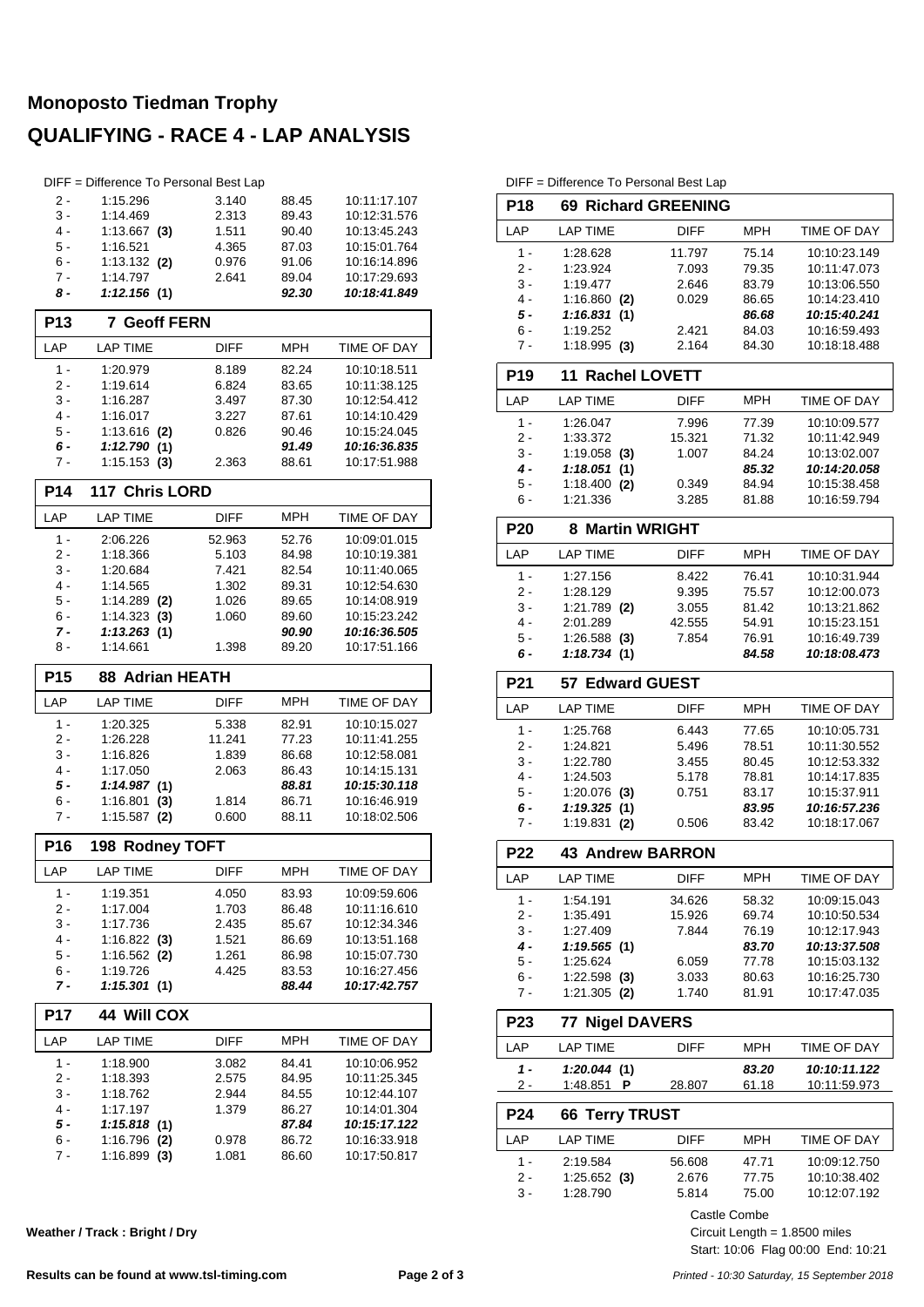# Monoposto Tiedman Trophy

## QUALIFYING - RACE 4 - LAP ANALYSIS

DIFF = Difference To Personal Best Lap

| LAP | LAP TIME | DIFF | MPH | TIME OF DAY |
|---|---|---|---|---|
| 2 - | 1:15.296 | 3.140 | 88.45 | 10:11:17.107 |
| 3 - | 1:14.469 | 2.313 | 89.43 | 10:12:31.576 |
| 4 - | 1:13.667 **(3)** | 1.511 | 90.40 | 10:13:45.243 |
| 5 - | 1:16.521 | 4.365 | 87.03 | 10:15:01.764 |
| 6 - | 1:13.132 **(2)** | 0.976 | 91.06 | 10:16:14.896 |
| 7 - | 1:14.797 | 2.641 | 89.04 | 10:17:29.693 |
| ***8 -*** | ***1:12.156 (1)*** | | ***92.30*** | ***10:18:41.849*** |

### P13 7 Geoff FERN

| LAP | LAP TIME | DIFF | MPH | TIME OF DAY |
|---|---|---|---|---|
| 1 - | 1:20.979 | 8.189 | 82.24 | 10:10:18.511 |
| 2 - | 1:19.614 | 6.824 | 83.65 | 10:11:38.125 |
| 3 - | 1:16.287 | 3.497 | 87.30 | 10:12:54.412 |
| 4 - | 1:16.017 | 3.227 | 87.61 | 10:14:10.429 |
| 5 - | 1:13.616 **(2)** | 0.826 | 90.46 | 10:15:24.045 |
| ***6 -*** | ***1:12.790 (1)*** | | ***91.49*** | ***10:16:36.835*** |
| 7 - | 1:15.153 **(3)** | 2.363 | 88.61 | 10:17:51.988 |

### P14 117 Chris LORD

| LAP | LAP TIME | DIFF | MPH | TIME OF DAY |
|---|---|---|---|---|
| 1 - | 2:06.226 | 52.963 | 52.76 | 10:09:01.015 |
| 2 - | 1:18.366 | 5.103 | 84.98 | 10:10:19.381 |
| 3 - | 1:20.684 | 7.421 | 82.54 | 10:11:40.065 |
| 4 - | 1:14.565 | 1.302 | 89.31 | 10:12:54.630 |
| 5 - | 1:14.289 **(2)** | 1.026 | 89.65 | 10:14:08.919 |
| 6 - | 1:14.323 **(3)** | 1.060 | 89.60 | 10:15:23.242 |
| ***7 -*** | ***1:13.263 (1)*** | | ***90.90*** | ***10:16:36.505*** |
| 8 - | 1:14.661 | 1.398 | 89.20 | 10:17:51.166 |

### P15 88 Adrian HEATH

| LAP | LAP TIME | DIFF | MPH | TIME OF DAY |
|---|---|---|---|---|
| 1 - | 1:20.325 | 5.338 | 82.91 | 10:10:15.027 |
| 2 - | 1:26.228 | 11.241 | 77.23 | 10:11:41.255 |
| 3 - | 1:16.826 | 1.839 | 86.68 | 10:12:58.081 |
| 4 - | 1:17.050 | 2.063 | 86.43 | 10:14:15.131 |
| ***5 -*** | ***1:14.987 (1)*** | | ***88.81*** | ***10:15:30.118*** |
| 6 - | 1:16.801 **(3)** | 1.814 | 86.71 | 10:16:46.919 |
| 7 - | 1:15.587 **(2)** | 0.600 | 88.11 | 10:18:02.506 |

### P16 198 Rodney TOFT

| LAP | LAP TIME | DIFF | MPH | TIME OF DAY |
|---|---|---|---|---|
| 1 - | 1:19.351 | 4.050 | 83.93 | 10:09:59.606 |
| 2 - | 1:17.004 | 1.703 | 86.48 | 10:11:16.610 |
| 3 - | 1:17.736 | 2.435 | 85.67 | 10:12:34.346 |
| 4 - | 1:16.822 **(3)** | 1.521 | 86.69 | 10:13:51.168 |
| 5 - | 1:16.562 **(2)** | 1.261 | 86.98 | 10:15:07.730 |
| 6 - | 1:19.726 | 4.425 | 83.53 | 10:16:27.456 |
| ***7 -*** | ***1:15.301 (1)*** | | ***88.44*** | ***10:17:42.757*** |

### P17 44 Will COX

| LAP | LAP TIME | DIFF | MPH | TIME OF DAY |
|---|---|---|---|---|
| 1 - | 1:18.900 | 3.082 | 84.41 | 10:10:06.952 |
| 2 - | 1:18.393 | 2.575 | 84.95 | 10:11:25.345 |
| 3 - | 1:18.762 | 2.944 | 84.55 | 10:12:44.107 |
| 4 - | 1:17.197 | 1.379 | 86.27 | 10:14:01.304 |
| ***5 -*** | ***1:15.818 (1)*** | | ***87.84*** | ***10:15:17.122*** |
| 6 - | 1:16.796 **(2)** | 0.978 | 86.72 | 10:16:33.918 |
| 7 - | 1:16.899 **(3)** | 1.081 | 86.60 | 10:17:50.817 |

DIFF = Difference To Personal Best Lap

### P18 69 Richard GREENING

| LAP | LAP TIME | DIFF | MPH | TIME OF DAY |
|---|---|---|---|---|
| 1 - | 1:28.628 | 11.797 | 75.14 | 10:10:23.149 |
| 2 - | 1:23.924 | 7.093 | 79.35 | 10:11:47.073 |
| 3 - | 1:19.477 | 2.646 | 83.79 | 10:13:06.550 |
| 4 - | 1:16.860 **(2)** | 0.029 | 86.65 | 10:14:23.410 |
| ***5 -*** | ***1:16.831 (1)*** | | ***86.68*** | ***10:15:40.241*** |
| 6 - | 1:19.252 | 2.421 | 84.03 | 10:16:59.493 |
| 7 - | 1:18.995 **(3)** | 2.164 | 84.30 | 10:18:18.488 |

### P19 11 Rachel LOVETT

| LAP | LAP TIME | DIFF | MPH | TIME OF DAY |
|---|---|---|---|---|
| 1 - | 1:26.047 | 7.996 | 77.39 | 10:10:09.577 |
| 2 - | 1:33.372 | 15.321 | 71.32 | 10:11:42.949 |
| 3 - | 1:19.058 **(3)** | 1.007 | 84.24 | 10:13:02.007 |
| ***4 -*** | ***1:18.051 (1)*** | | ***85.32*** | ***10:14:20.058*** |
| 5 - | 1:18.400 **(2)** | 0.349 | 84.94 | 10:15:38.458 |
| 6 - | 1:21.336 | 3.285 | 81.88 | 10:16:59.794 |

### P20 8 Martin WRIGHT

| LAP | LAP TIME | DIFF | MPH | TIME OF DAY |
|---|---|---|---|---|
| 1 - | 1:27.156 | 8.422 | 76.41 | 10:10:31.944 |
| 2 - | 1:28.129 | 9.395 | 75.57 | 10:12:00.073 |
| 3 - | 1:21.789 **(2)** | 3.055 | 81.42 | 10:13:21.862 |
| 4 - | 2:01.289 | 42.555 | 54.91 | 10:15:23.151 |
| 5 - | 1:26.588 **(3)** | 7.854 | 76.91 | 10:16:49.739 |
| ***6 -*** | ***1:18.734 (1)*** | | ***84.58*** | ***10:18:08.473*** |

### P21 57 Edward GUEST

| LAP | LAP TIME | DIFF | MPH | TIME OF DAY |
|---|---|---|---|---|
| 1 - | 1:25.768 | 6.443 | 77.65 | 10:10:05.731 |
| 2 - | 1:24.821 | 5.496 | 78.51 | 10:11:30.552 |
| 3 - | 1:22.780 | 3.455 | 80.45 | 10:12:53.332 |
| 4 - | 1:24.503 | 5.178 | 78.81 | 10:14:17.835 |
| 5 - | 1:20.076 **(3)** | 0.751 | 83.17 | 10:15:37.911 |
| ***6 -*** | ***1:19.325 (1)*** | | ***83.95*** | ***10:16:57.236*** |
| 7 - | 1:19.831 **(2)** | 0.506 | 83.42 | 10:18:17.067 |

### P22 43 Andrew BARRON

| LAP | LAP TIME | DIFF | MPH | TIME OF DAY |
|---|---|---|---|---|
| 1 - | 1:54.191 | 34.626 | 58.32 | 10:09:15.043 |
| 2 - | 1:35.491 | 15.926 | 69.74 | 10:10:50.534 |
| 3 - | 1:27.409 | 7.844 | 76.19 | 10:12:17.943 |
| ***4 -*** | ***1:19.565 (1)*** | | ***83.70*** | ***10:13:37.508*** |
| 5 - | 1:25.624 | 6.059 | 77.78 | 10:15:03.132 |
| 6 - | 1:22.598 **(3)** | 3.033 | 80.63 | 10:16:25.730 |
| 7 - | 1:21.305 **(2)** | 1.740 | 81.91 | 10:17:47.035 |

### P23 77 Nigel DAVERS

| LAP | LAP TIME | DIFF | MPH | TIME OF DAY |
|---|---|---|---|---|
| ***1 -*** | ***1:20.044 (1)*** | | ***83.20*** | ***10:10:11.122*** |
| 2 - | 1:48.851 **P** | 28.807 | 61.18 | 10:11:59.973 |

### P24 66 Terry TRUST

| LAP | LAP TIME | DIFF | MPH | TIME OF DAY |
|---|---|---|---|---|
| 1 - | 2:19.584 | 56.608 | 47.71 | 10:09:12.750 |
| 2 - | 1:25.652 **(3)** | 2.676 | 77.75 | 10:10:38.402 |
| 3 - | 1:28.790 | 5.814 | 75.00 | 10:12:07.192 |

Castle Combe
Circuit Length = 1.8500 miles
Start: 10:06 Flag 00:00 End: 10:21

**Weather / Track : Bright / Dry**

**Results can be found at www.tsl-timing.com**

*Printed - 10:30 Saturday, 15 September 2018*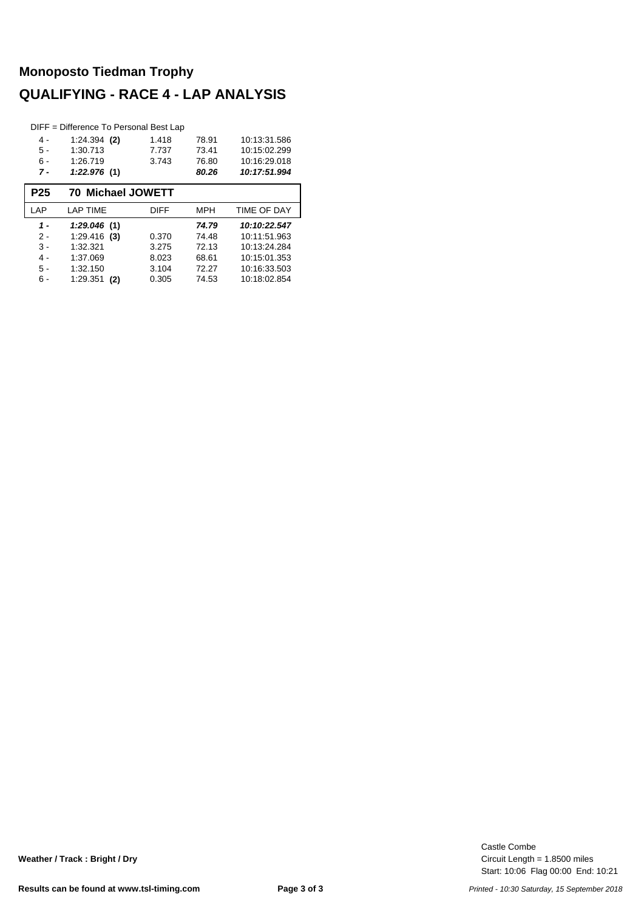# Monoposto Tiedman Trophy

## QUALIFYING - RACE 4 - LAP ANALYSIS

DIFF = Difference To Personal Best Lap

| | | | | |
|---|---|---|---|---|
| 4 - | 1:24.394 **(2)** | 1.418 | 78.91 | 10:13:31.586 |
| 5 - | 1:30.713 | 7.737 | 73.41 | 10:15:02.299 |
| 6 - | 1:26.719 | 3.743 | 76.80 | 10:16:29.018 |
| ***7 -*** | ***1:22.976*** **(1)** | | ***80.26*** | ***10:17:51.994*** |

### P25 70 Michael JOWETT

| LAP | LAP TIME | DIFF | MPH | TIME OF DAY |
|---|---|---|---|---|
| ***1 -*** | ***1:29.046*** **(1)** | | ***74.79*** | ***10:10:22.547*** |
| 2 - | 1:29.416 **(3)** | 0.370 | 74.48 | 10:11:51.963 |
| 3 - | 1:32.321 | 3.275 | 72.13 | 10:13:24.284 |
| 4 - | 1:37.069 | 8.023 | 68.61 | 10:15:01.353 |
| 5 - | 1:32.150 | 3.104 | 72.27 | 10:16:33.503 |
| 6 - | 1:29.351 **(2)** | 0.305 | 74.53 | 10:18:02.854 |

**Weather / Track : Bright / Dry**

Castle Combe
Circuit Length = 1.8500 miles
Start: 10:06 Flag 00:00 End: 10:21

**Results can be found at www.tsl-timing.com**

*Printed - 10:30 Saturday, 15 September 2018*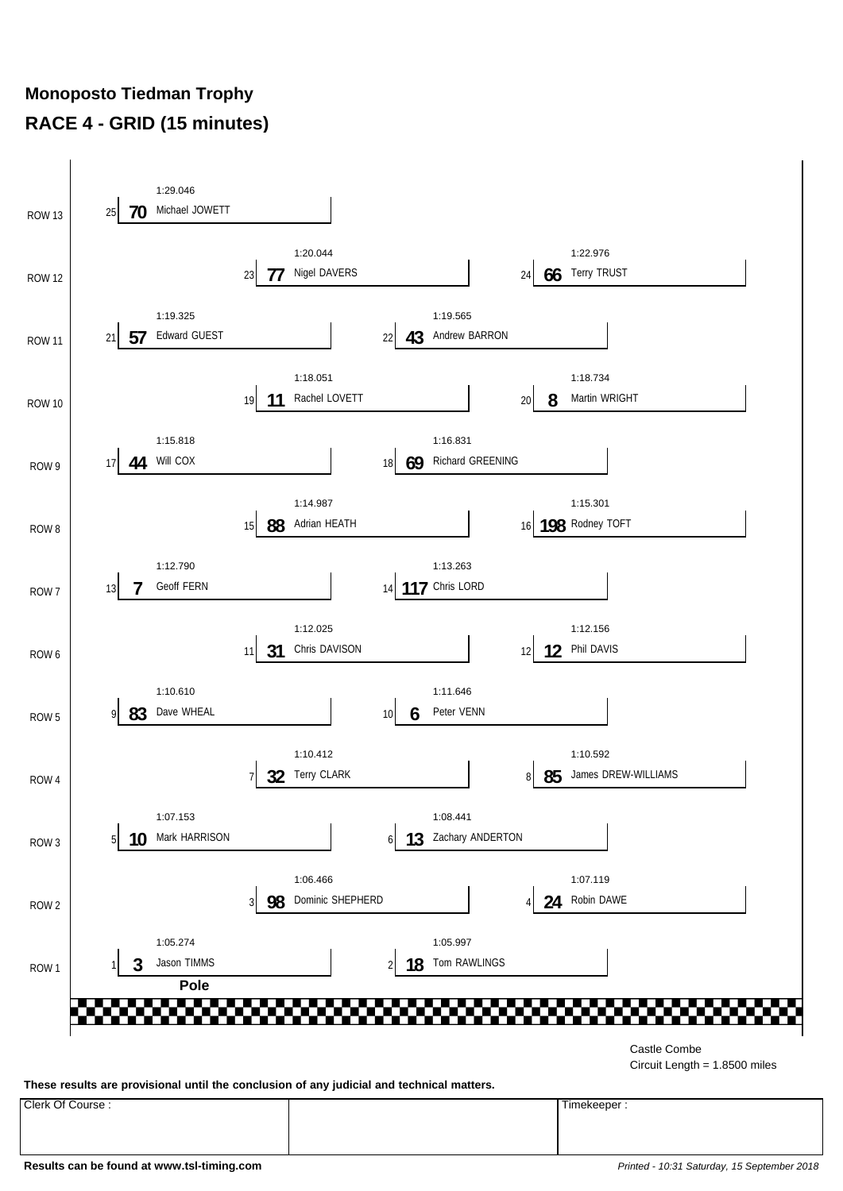## Monoposto Tiedman Trophy

## RACE 4 - GRID (15 minutes)

| Row | Pos | No | Driver | Time |
|---|---|---|---|---|
| ROW 13 | 25 | 70 | Michael JOWETT | 1:29.046 |
| ROW 12 | 23 | 77 | Nigel DAVERS | 1:20.044 |
| ROW 12 | 24 | 66 | Terry TRUST | 1:22.976 |
| ROW 11 | 21 | 57 | Edward GUEST | 1:19.325 |
| ROW 11 | 22 | 43 | Andrew BARRON | 1:19.565 |
| ROW 10 | 19 | 11 | Rachel LOVETT | 1:18.051 |
| ROW 10 | 20 | 8 | Martin WRIGHT | 1:18.734 |
| ROW 9 | 17 | 44 | Will COX | 1:15.818 |
| ROW 9 | 18 | 69 | Richard GREENING | 1:16.831 |
| ROW 8 | 15 | 88 | Adrian HEATH | 1:14.987 |
| ROW 8 | 16 | 198 | Rodney TOFT | 1:15.301 |
| ROW 7 | 13 | 7 | Geoff FERN | 1:12.790 |
| ROW 7 | 14 | 117 | Chris LORD | 1:13.263 |
| ROW 6 | 11 | 31 | Chris DAVISON | 1:12.025 |
| ROW 6 | 12 | 12 | Phil DAVIS | 1:12.156 |
| ROW 5 | 9 | 83 | Dave WHEAL | 1:10.610 |
| ROW 5 | 10 | 6 | Peter VENN | 1:11.646 |
| ROW 4 | 7 | 32 | Terry CLARK | 1:10.412 |
| ROW 4 | 8 | 85 | James DREW-WILLIAMS | 1:10.592 |
| ROW 3 | 5 | 10 | Mark HARRISON | 1:07.153 |
| ROW 3 | 6 | 13 | Zachary ANDERTON | 1:08.441 |
| ROW 2 | 3 | 98 | Dominic SHEPHERD | 1:06.466 |
| ROW 2 | 4 | 24 | Robin DAWE | 1:07.119 |
| ROW 1 | 1 | 3 | Jason TIMMS (Pole) | 1:05.274 |
| ROW 1 | 2 | 18 | Tom RAWLINGS | 1:05.997 |

Castle Combe
Circuit Length = 1.8500 miles

**These results are provisional until the conclusion of any judicial and technical matters.**

| Clerk Of Course : | | Timekeeper : |
|---|---|---|
| | | |

**Results can be found at www.tsl-timing.com**

*Printed - 10:31 Saturday, 15 September 2018*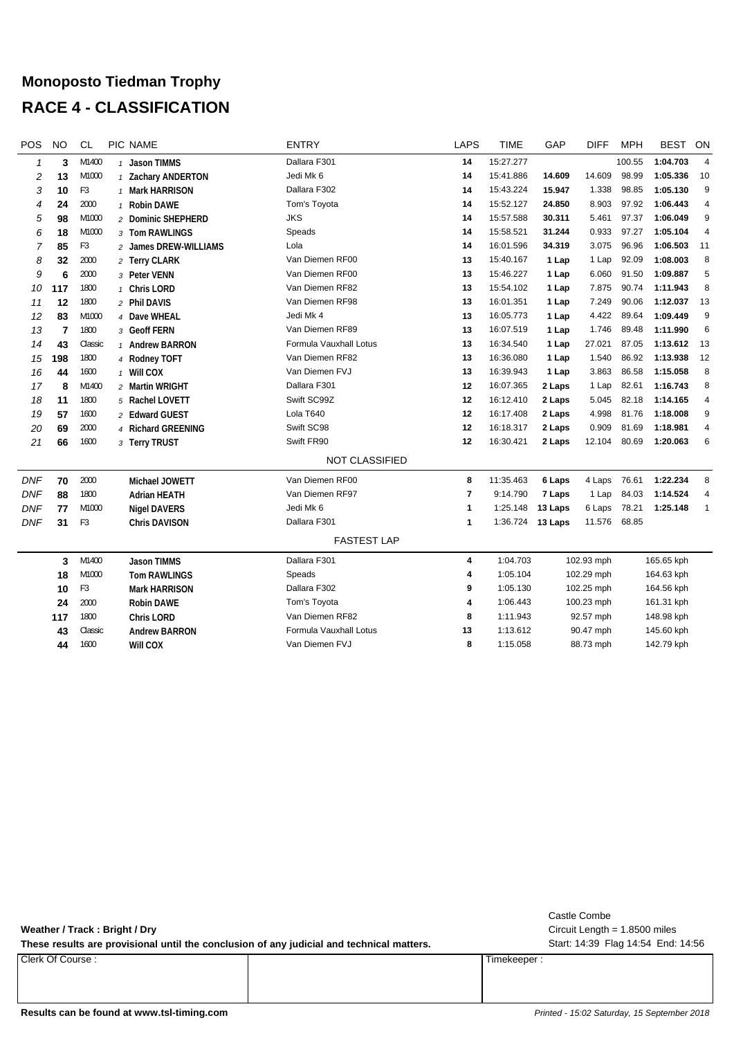# Monoposto Tiedman Trophy

# RACE 4 - CLASSIFICATION

| POS | NO | CL | PIC | NAME | ENTRY | LAPS | TIME | GAP | DIFF | MPH | BEST | ON |
|---|---|---|---|---|---|---|---|---|---|---|---|---|
| 1 | 3 | M1400 | 1 | Jason TIMMS | Dallara F301 | 14 | 15:27.277 | | | 100.55 | 1:04.703 | 4 |
| 2 | 13 | M1000 | 1 | Zachary ANDERTON | Jedi Mk 6 | 14 | 15:41.886 | 14.609 | 14.609 | 98.99 | 1:05.336 | 10 |
| 3 | 10 | F3 | 1 | Mark HARRISON | Dallara F302 | 14 | 15:43.224 | 15.947 | 1.338 | 98.85 | 1:05.130 | 9 |
| 4 | 24 | 2000 | 1 | Robin DAWE | Tom's Toyota | 14 | 15:52.127 | 24.850 | 8.903 | 97.92 | 1:06.443 | 4 |
| 5 | 98 | M1000 | 2 | Dominic SHEPHERD | JKS | 14 | 15:57.588 | 30.311 | 5.461 | 97.37 | 1:06.049 | 9 |
| 6 | 18 | M1000 | 3 | Tom RAWLINGS | Speads | 14 | 15:58.521 | 31.244 | 0.933 | 97.27 | 1:05.104 | 4 |
| 7 | 85 | F3 | 2 | James DREW-WILLIAMS | Lola | 14 | 16:01.596 | 34.319 | 3.075 | 96.96 | 1:06.503 | 11 |
| 8 | 32 | 2000 | 2 | Terry CLARK | Van Diemen RF00 | 13 | 15:40.167 | 1 Lap | 1 Lap | 92.09 | 1:08.003 | 8 |
| 9 | 6 | 2000 | 3 | Peter VENN | Van Diemen RF00 | 13 | 15:46.227 | 1 Lap | 6.060 | 91.50 | 1:09.887 | 5 |
| 10 | 117 | 1800 | 1 | Chris LORD | Van Diemen RF82 | 13 | 15:54.102 | 1 Lap | 7.875 | 90.74 | 1:11.943 | 8 |
| 11 | 12 | 1800 | 2 | Phil DAVIS | Van Diemen RF98 | 13 | 16:01.351 | 1 Lap | 7.249 | 90.06 | 1:12.037 | 13 |
| 12 | 83 | M1000 | 4 | Dave WHEAL | Jedi Mk 4 | 13 | 16:05.773 | 1 Lap | 4.422 | 89.64 | 1:09.449 | 9 |
| 13 | 7 | 1800 | 3 | Geoff FERN | Van Diemen RF89 | 13 | 16:07.519 | 1 Lap | 1.746 | 89.48 | 1:11.990 | 6 |
| 14 | 43 | Classic | 1 | Andrew BARRON | Formula Vauxhall Lotus | 13 | 16:34.540 | 1 Lap | 27.021 | 87.05 | 1:13.612 | 13 |
| 15 | 198 | 1800 | 4 | Rodney TOFT | Van Diemen RF82 | 13 | 16:36.080 | 1 Lap | 1.540 | 86.92 | 1:13.938 | 12 |
| 16 | 44 | 1600 | 1 | Will COX | Van Diemen FVJ | 13 | 16:39.943 | 1 Lap | 3.863 | 86.58 | 1:15.058 | 8 |
| 17 | 8 | M1400 | 2 | Martin WRIGHT | Dallara F301 | 12 | 16:07.365 | 2 Laps | 1 Lap | 82.61 | 1:16.743 | 8 |
| 18 | 11 | 1800 | 5 | Rachel LOVETT | Swift SC99Z | 12 | 16:12.410 | 2 Laps | 5.045 | 82.18 | 1:14.165 | 4 |
| 19 | 57 | 1600 | 2 | Edward GUEST | Lola T640 | 12 | 16:17.408 | 2 Laps | 4.998 | 81.76 | 1:18.008 | 9 |
| 20 | 69 | 2000 | 4 | Richard GREENING | Swift SC98 | 12 | 16:18.317 | 2 Laps | 0.909 | 81.69 | 1:18.981 | 4 |
| 21 | 66 | 1600 | 3 | Terry TRUST | Swift FR90 | 12 | 16:30.421 | 2 Laps | 12.104 | 80.69 | 1:20.063 | 6 |

**NOT CLASSIFIED**

| POS | NO | CL | PIC | NAME | ENTRY | LAPS | TIME | GAP | DIFF | MPH | BEST | ON |
|---|---|---|---|---|---|---|---|---|---|---|---|---|
| DNF | 70 | 2000 | | Michael JOWETT | Van Diemen RF00 | 8 | 11:35.463 | 6 Laps | 4 Laps | 76.61 | 1:22.234 | 8 |
| DNF | 88 | 1800 | | Adrian HEATH | Van Diemen RF97 | 7 | 9:14.790 | 7 Laps | 1 Lap | 84.03 | 1:14.524 | 4 |
| DNF | 77 | M1000 | | Nigel DAVERS | Jedi Mk 6 | 1 | 1:25.148 | 13 Laps | 6 Laps | 78.21 | 1:25.148 | 1 |
| DNF | 31 | F3 | | Chris DAVISON | Dallara F301 | 1 | 1:36.724 | 13 Laps | 11.576 | 68.85 | | |

**FASTEST LAP**

| NO | CL | NAME | ENTRY | LAP | TIME | MPH | KPH |
|---|---|---|---|---|---|---|---|
| 3 | M1400 | Jason TIMMS | Dallara F301 | 4 | 1:04.703 | 102.93 mph | 165.65 kph |
| 18 | M1000 | Tom RAWLINGS | Speads | 4 | 1:05.104 | 102.29 mph | 164.63 kph |
| 10 | F3 | Mark HARRISON | Dallara F302 | 9 | 1:05.130 | 102.25 mph | 164.56 kph |
| 24 | 2000 | Robin DAWE | Tom's Toyota | 4 | 1:06.443 | 100.23 mph | 161.31 kph |
| 117 | 1800 | Chris LORD | Van Diemen RF82 | 8 | 1:11.943 | 92.57 mph | 148.98 kph |
| 43 | Classic | Andrew BARRON | Formula Vauxhall Lotus | 13 | 1:13.612 | 90.47 mph | 145.60 kph |
| 44 | 1600 | Will COX | Van Diemen FVJ | 8 | 1:15.058 | 88.73 mph | 142.79 kph |

**Weather / Track : Bright / Dry**

**These results are provisional until the conclusion of any judicial and technical matters.**

Castle Combe
Circuit Length = 1.8500 miles
Start: 14:39 Flag 14:54 End: 14:56

| Clerk Of Course : | | Timekeeper : |
|---|---|---|

**Results can be found at www.tsl-timing.com**

*Printed - 15:02 Saturday, 15 September 2018*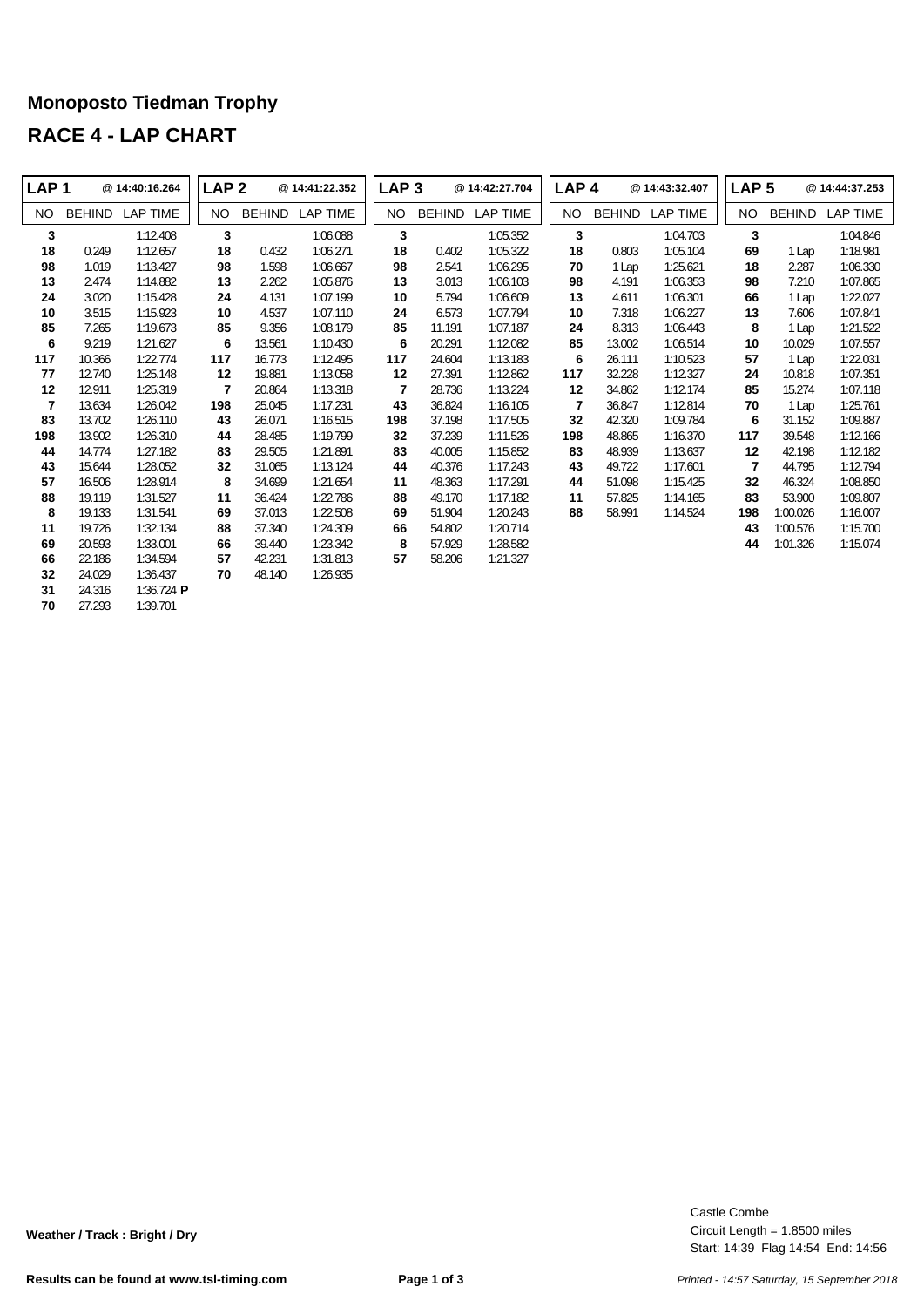# Monoposto Tiedman Trophy

## RACE 4 - LAP CHART

| LAP 1 | @ 14:40:16.264 | | LAP 2 | @ 14:41:22.352 | | LAP 3 | @ 14:42:27.704 | | LAP 4 | @ 14:43:32.407 | | LAP 5 | @ 14:44:37.253 | |
|---|---|---|---|---|---|---|---|---|---|---|---|---|---|---|
| NO | BEHIND | LAP TIME | NO | BEHIND | LAP TIME | NO | BEHIND | LAP TIME | NO | BEHIND | LAP TIME | NO | BEHIND | LAP TIME |
| **3** | | 1:12.408 | **3** | | 1:06.088 | **3** | | 1:05.352 | **3** | | 1:04.703 | **3** | | 1:04.846 |
| **18** | 0.249 | 1:12.657 | **18** | 0.432 | 1:06.271 | **18** | 0.402 | 1:05.322 | **18** | 0.803 | 1:05.104 | **69** | 1 Lap | 1:18.981 |
| **98** | 1.019 | 1:13.427 | **98** | 1.598 | 1:06.667 | **98** | 2.541 | 1:06.295 | **70** | 1 Lap | 1:25.621 | **18** | 2.287 | 1:06.330 |
| **13** | 2.474 | 1:14.882 | **13** | 2.262 | 1:05.876 | **13** | 3.013 | 1:06.103 | **98** | 4.191 | 1:06.353 | **98** | 7.210 | 1:07.865 |
| **24** | 3.020 | 1:15.428 | **24** | 4.131 | 1:07.199 | **10** | 5.794 | 1:06.609 | **13** | 4.611 | 1:06.301 | **66** | 1 Lap | 1:22.027 |
| **10** | 3.515 | 1:15.923 | **10** | 4.537 | 1:07.110 | **24** | 6.573 | 1:07.794 | **10** | 7.318 | 1:06.227 | **13** | 7.606 | 1:07.841 |
| **85** | 7.265 | 1:19.673 | **85** | 9.356 | 1:08.179 | **85** | 11.191 | 1:07.187 | **24** | 8.313 | 1:06.443 | **8** | 1 Lap | 1:21.522 |
| **6** | 9.219 | 1:21.627 | **6** | 13.561 | 1:10.430 | **6** | 20.291 | 1:12.082 | **85** | 13.002 | 1:06.514 | **10** | 10.029 | 1:07.557 |
| **117** | 10.366 | 1:22.774 | **117** | 16.773 | 1:12.495 | **117** | 24.604 | 1:13.183 | **6** | 26.111 | 1:10.523 | **57** | 1 Lap | 1:22.031 |
| **77** | 12.740 | 1:25.148 | **12** | 19.881 | 1:13.058 | **12** | 27.391 | 1:12.862 | **117** | 32.228 | 1:12.327 | **24** | 10.818 | 1:07.351 |
| **12** | 12.911 | 1:25.319 | **7** | 20.864 | 1:13.318 | **7** | 28.736 | 1:13.224 | **12** | 34.862 | 1:12.174 | **85** | 15.274 | 1:07.118 |
| **7** | 13.634 | 1:26.042 | **198** | 25.045 | 1:17.231 | **43** | 36.824 | 1:16.105 | **7** | 36.847 | 1:12.814 | **70** | 1 Lap | 1:25.761 |
| **83** | 13.702 | 1:26.110 | **43** | 26.071 | 1:16.515 | **198** | 37.198 | 1:17.505 | **32** | 42.320 | 1:09.784 | **6** | 31.152 | 1:09.887 |
| **198** | 13.902 | 1:26.310 | **44** | 28.485 | 1:19.799 | **32** | 37.239 | 1:11.526 | **198** | 48.865 | 1:16.370 | **117** | 39.548 | 1:12.166 |
| **44** | 14.774 | 1:27.182 | **83** | 29.505 | 1:21.891 | **83** | 40.005 | 1:15.852 | **83** | 48.939 | 1:13.637 | **12** | 42.198 | 1:12.182 |
| **43** | 15.644 | 1:28.052 | **32** | 31.065 | 1:13.124 | **44** | 40.376 | 1:17.243 | **43** | 49.722 | 1:17.601 | **7** | 44.795 | 1:12.794 |
| **57** | 16.506 | 1:28.914 | **8** | 34.699 | 1:21.654 | **11** | 48.363 | 1:17.291 | **44** | 51.098 | 1:15.425 | **32** | 46.324 | 1:08.850 |
| **88** | 19.119 | 1:31.527 | **11** | 36.424 | 1:22.786 | **88** | 49.170 | 1:17.182 | **11** | 57.825 | 1:14.165 | **83** | 53.900 | 1:09.807 |
| **8** | 19.133 | 1:31.541 | **69** | 37.013 | 1:22.508 | **69** | 51.904 | 1:20.243 | **88** | 58.991 | 1:14.524 | **198** | 1:00.026 | 1:16.007 |
| **11** | 19.726 | 1:32.134 | **88** | 37.340 | 1:24.309 | **66** | 54.802 | 1:20.714 | | | | **43** | 1:00.576 | 1:15.700 |
| **69** | 20.593 | 1:33.001 | **66** | 39.440 | 1:23.342 | **8** | 57.929 | 1:28.582 | | | | **44** | 1:01.326 | 1:15.074 |
| **66** | 22.186 | 1:34.594 | **57** | 42.231 | 1:31.813 | **57** | 58.206 | 1:21.327 | | | | | | |
| **32** | 24.029 | 1:36.437 | **70** | 48.140 | 1:26.935 | | | | | | | | | |
| **31** | 24.316 | 1:36.724 **P** | | | | | | | | | | | | |
| **70** | 27.293 | 1:39.701 | | | | | | | | | | | | |

**Weather / Track : Bright / Dry**

Castle Combe
Circuit Length = 1.8500 miles
Start: 14:39 Flag 14:54 End: 14:56

**Results can be found at www.tsl-timing.com**

*Printed - 14:57 Saturday, 15 September 2018*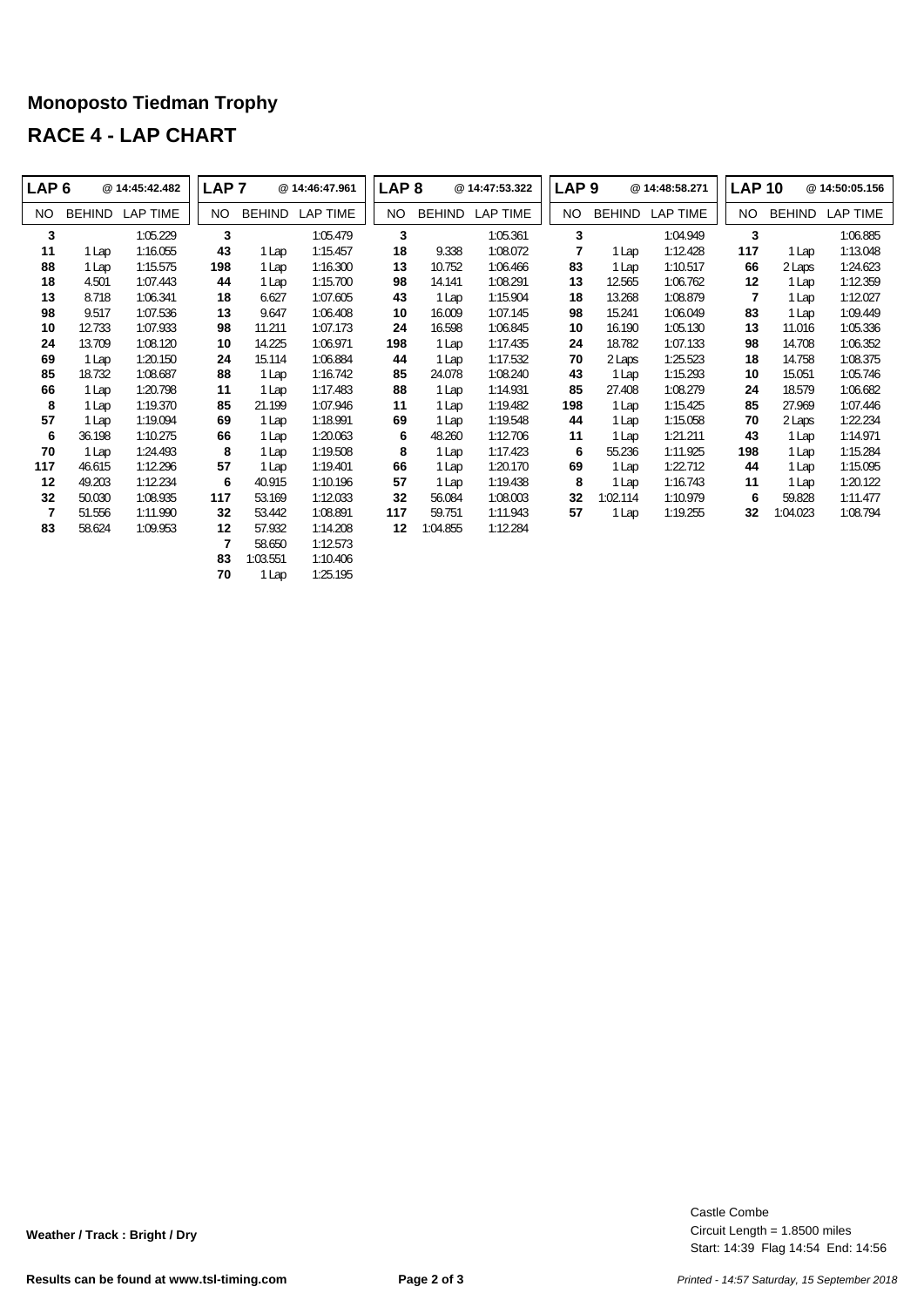# Monoposto Tiedman Trophy

## RACE 4 - LAP CHART

| LAP 6 | @ 14:45:42.482 | | LAP 7 | @ 14:46:47.961 | | LAP 8 | @ 14:47:53.322 | | LAP 9 | @ 14:48:58.271 | | LAP 10 | @ 14:50:05.156 | |
|---|---|---|---|---|---|---|---|---|---|---|---|---|---|---|
| NO | BEHIND | LAP TIME | NO | BEHIND | LAP TIME | NO | BEHIND | LAP TIME | NO | BEHIND | LAP TIME | NO | BEHIND | LAP TIME |
| 3 | | 1:05.229 | 3 | | 1:05.479 | 3 | | 1:05.361 | 3 | | 1:04.949 | 3 | | 1:06.885 |
| 11 | 1 Lap | 1:16.055 | 43 | 1 Lap | 1:15.457 | 18 | 9.338 | 1:08.072 | 7 | 1 Lap | 1:12.428 | 117 | 1 Lap | 1:13.048 |
| 88 | 1 Lap | 1:15.575 | 198 | 1 Lap | 1:16.300 | 13 | 10.752 | 1:06.466 | 83 | 1 Lap | 1:10.517 | 66 | 2 Laps | 1:24.623 |
| 18 | 4.501 | 1:07.443 | 44 | 1 Lap | 1:15.700 | 98 | 14.141 | 1:08.291 | 13 | 12.565 | 1:06.762 | 12 | 1 Lap | 1:12.359 |
| 13 | 8.718 | 1:06.341 | 18 | 6.627 | 1:07.605 | 43 | 1 Lap | 1:15.904 | 18 | 13.268 | 1:08.879 | 7 | 1 Lap | 1:12.027 |
| 98 | 9.517 | 1:07.536 | 13 | 9.647 | 1:06.408 | 10 | 16.009 | 1:07.145 | 98 | 15.241 | 1:06.049 | 83 | 1 Lap | 1:09.449 |
| 10 | 12.733 | 1:07.933 | 98 | 11.211 | 1:07.173 | 24 | 16.598 | 1:06.845 | 10 | 16.190 | 1:05.130 | 13 | 11.016 | 1:05.336 |
| 24 | 13.709 | 1:08.120 | 10 | 14.225 | 1:06.971 | 198 | 1 Lap | 1:17.435 | 24 | 18.782 | 1:07.133 | 98 | 14.708 | 1:06.352 |
| 69 | 1 Lap | 1:20.150 | 24 | 15.114 | 1:06.884 | 44 | 1 Lap | 1:17.532 | 70 | 2 Laps | 1:25.523 | 18 | 14.758 | 1:08.375 |
| 85 | 18.732 | 1:08.687 | 88 | 1 Lap | 1:16.742 | 85 | 24.078 | 1:08.240 | 43 | 1 Lap | 1:15.293 | 10 | 15.051 | 1:05.746 |
| 66 | 1 Lap | 1:20.798 | 11 | 1 Lap | 1:17.483 | 88 | 1 Lap | 1:14.931 | 85 | 27.408 | 1:08.279 | 24 | 18.579 | 1:06.682 |
| 8 | 1 Lap | 1:19.370 | 85 | 21.199 | 1:07.946 | 11 | 1 Lap | 1:19.482 | 198 | 1 Lap | 1:15.425 | 85 | 27.969 | 1:07.446 |
| 57 | 1 Lap | 1:19.094 | 69 | 1 Lap | 1:18.991 | 69 | 1 Lap | 1:19.548 | 44 | 1 Lap | 1:15.058 | 70 | 2 Laps | 1:22.234 |
| 6 | 36.198 | 1:10.275 | 66 | 1 Lap | 1:20.063 | 6 | 48.260 | 1:12.706 | 11 | 1 Lap | 1:21.211 | 43 | 1 Lap | 1:14.971 |
| 70 | 1 Lap | 1:24.493 | 8 | 1 Lap | 1:19.508 | 8 | 1 Lap | 1:17.423 | 6 | 55.236 | 1:11.925 | 198 | 1 Lap | 1:15.284 |
| 117 | 46.615 | 1:12.296 | 57 | 1 Lap | 1:19.401 | 66 | 1 Lap | 1:20.170 | 69 | 1 Lap | 1:22.712 | 44 | 1 Lap | 1:15.095 |
| 12 | 49.203 | 1:12.234 | 6 | 40.915 | 1:10.196 | 57 | 1 Lap | 1:19.438 | 8 | 1 Lap | 1:16.743 | 11 | 1 Lap | 1:20.122 |
| 32 | 50.030 | 1:08.935 | 117 | 53.169 | 1:12.033 | 32 | 56.084 | 1:08.003 | 32 | 1:02.114 | 1:10.979 | 6 | 59.828 | 1:11.477 |
| 7 | 51.556 | 1:11.990 | 32 | 53.442 | 1:08.891 | 117 | 59.751 | 1:11.943 | 57 | 1 Lap | 1:19.255 | 32 | 1:04.023 | 1:08.794 |
| 83 | 58.624 | 1:09.953 | 12 | 57.932 | 1:14.208 | 12 | 1:04.855 | 1:12.284 | | | | | | |
| | | | 7 | 58.650 | 1:12.573 | | | | | | | | | |
| | | | 83 | 1:03.551 | 1:10.406 | | | | | | | | | |
| | | | 70 | 1 Lap | 1:25.195 | | | | | | | | | |

**Weather / Track : Bright / Dry**

Castle Combe
Circuit Length = 1.8500 miles
Start: 14:39 Flag 14:54 End: 14:56

**Results can be found at www.tsl-timing.com**

*Printed - 14:57 Saturday, 15 September 2018*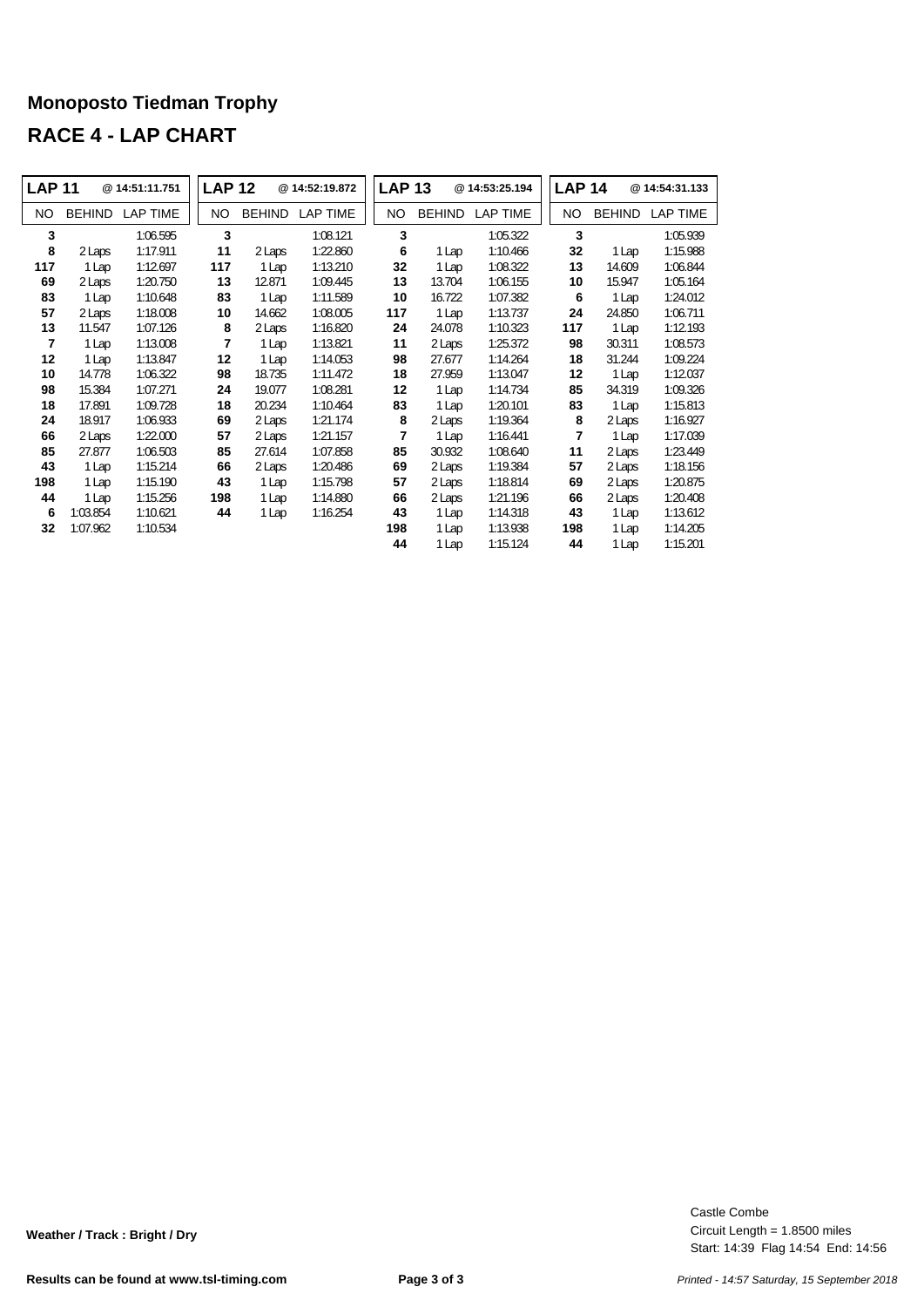# Monoposto Tiedman Trophy

## RACE 4 - LAP CHART

| LAP 11 | | @ 14:51:11.751 | LAP 12 | | @ 14:52:19.872 | LAP 13 | | @ 14:53:25.194 | LAP 14 | | @ 14:54:31.133 |
|---|---|---|---|---|---|---|---|---|---|---|---|
| NO | BEHIND | LAP TIME | NO | BEHIND | LAP TIME | NO | BEHIND | LAP TIME | NO | BEHIND | LAP TIME |
| **3** | | 1:06.595 | **3** | | 1:08.121 | **3** | | 1:05.322 | **3** | | 1:05.939 |
| **8** | 2 Laps | 1:17.911 | **11** | 2 Laps | 1:22.860 | **6** | 1 Lap | 1:10.466 | **32** | 1 Lap | 1:15.988 |
| **117** | 1 Lap | 1:12.697 | **117** | 1 Lap | 1:13.210 | **32** | 1 Lap | 1:08.322 | **13** | 14.609 | 1:06.844 |
| **69** | 2 Laps | 1:20.750 | **13** | 12.871 | 1:09.445 | **13** | 13.704 | 1:06.155 | **10** | 15.947 | 1:05.164 |
| **83** | 1 Lap | 1:10.648 | **83** | 1 Lap | 1:11.589 | **10** | 16.722 | 1:07.382 | **6** | 1 Lap | 1:24.012 |
| **57** | 2 Laps | 1:18.008 | **10** | 14.662 | 1:08.005 | **117** | 1 Lap | 1:13.737 | **24** | 24.850 | 1:06.711 |
| **13** | 11.547 | 1:07.126 | **8** | 2 Laps | 1:16.820 | **24** | 24.078 | 1:10.323 | **117** | 1 Lap | 1:12.193 |
| **7** | 1 Lap | 1:13.008 | **7** | 1 Lap | 1:13.821 | **11** | 2 Laps | 1:25.372 | **98** | 30.311 | 1:08.573 |
| **12** | 1 Lap | 1:13.847 | **12** | 1 Lap | 1:14.053 | **98** | 27.677 | 1:14.264 | **18** | 31.244 | 1:09.224 |
| **10** | 14.778 | 1:06.322 | **98** | 18.735 | 1:11.472 | **18** | 27.959 | 1:13.047 | **12** | 1 Lap | 1:12.037 |
| **98** | 15.384 | 1:07.271 | **24** | 19.077 | 1:08.281 | **12** | 1 Lap | 1:14.734 | **85** | 34.319 | 1:09.326 |
| **18** | 17.891 | 1:09.728 | **18** | 20.234 | 1:10.464 | **83** | 1 Lap | 1:20.101 | **83** | 1 Lap | 1:15.813 |
| **24** | 18.917 | 1:06.933 | **69** | 2 Laps | 1:21.174 | **8** | 2 Laps | 1:19.364 | **8** | 2 Laps | 1:16.927 |
| **66** | 2 Laps | 1:22.000 | **57** | 2 Laps | 1:21.157 | **7** | 1 Lap | 1:16.441 | **7** | 1 Lap | 1:17.039 |
| **85** | 27.877 | 1:06.503 | **85** | 27.614 | 1:07.858 | **85** | 30.932 | 1:08.640 | **11** | 2 Laps | 1:23.449 |
| **43** | 1 Lap | 1:15.214 | **66** | 2 Laps | 1:20.486 | **69** | 2 Laps | 1:19.384 | **57** | 2 Laps | 1:18.156 |
| **198** | 1 Lap | 1:15.190 | **43** | 1 Lap | 1:15.798 | **57** | 2 Laps | 1:18.814 | **69** | 2 Laps | 1:20.875 |
| **44** | 1 Lap | 1:15.256 | **198** | 1 Lap | 1:14.880 | **66** | 2 Laps | 1:21.196 | **66** | 2 Laps | 1:20.408 |
| **6** | 1:03.854 | 1:10.621 | **44** | 1 Lap | 1:16.254 | **43** | 1 Lap | 1:14.318 | **43** | 1 Lap | 1:13.612 |
| **32** | 1:07.962 | 1:10.534 | | | | **198** | 1 Lap | 1:13.938 | **198** | 1 Lap | 1:14.205 |
| | | | | | | **44** | 1 Lap | 1:15.124 | **44** | 1 Lap | 1:15.201 |

**Weather / Track : Bright / Dry**

Castle Combe
Circuit Length = 1.8500 miles
Start: 14:39 Flag 14:54 End: 14:56

**Results can be found at www.tsl-timing.com**

*Printed - 14:57 Saturday, 15 September 2018*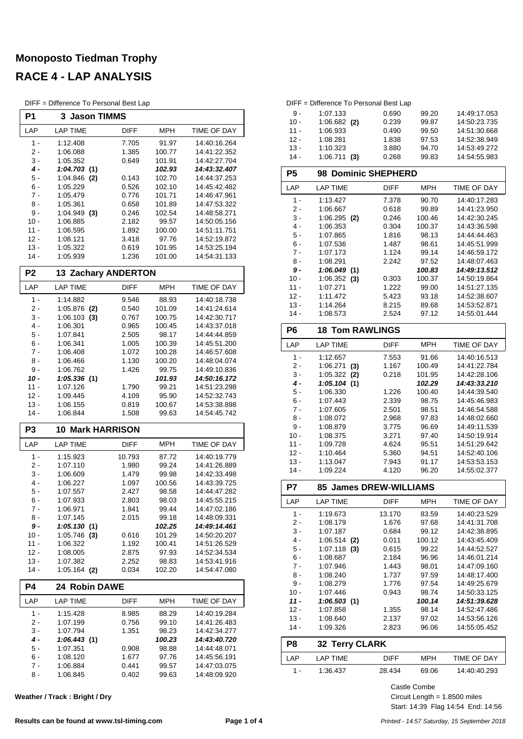# Monoposto Tiedman Trophy

## RACE 4 - LAP ANALYSIS

DIFF = Difference To Personal Best Lap

### P1 3 Jason TIMMS

| LAP | LAP TIME | DIFF | MPH | TIME OF DAY |
|---|---|---|---|---|
| 1 - | 1:12.408 | 7.705 | 91.97 | 14:40:16.264 |
| 2 - | 1:06.088 | 1.385 | 100.77 | 14:41:22.352 |
| 3 - | 1:05.352 | 0.649 | 101.91 | 14:42:27.704 |
| ***4 -*** | ***1:04.703 (1)*** | | ***102.93*** | ***14:43:32.407*** |
| 5 - | 1:04.846 **(2)** | 0.143 | 102.70 | 14:44:37.253 |
| 6 - | 1:05.229 | 0.526 | 102.10 | 14:45:42.482 |
| 7 - | 1:05.479 | 0.776 | 101.71 | 14:46:47.961 |
| 8 - | 1:05.361 | 0.658 | 101.89 | 14:47:53.322 |
| 9 - | 1:04.949 **(3)** | 0.246 | 102.54 | 14:48:58.271 |
| 10 - | 1:06.885 | 2.182 | 99.57 | 14:50:05.156 |
| 11 - | 1:06.595 | 1.892 | 100.00 | 14:51:11.751 |
| 12 - | 1:08.121 | 3.418 | 97.76 | 14:52:19.872 |
| 13 - | 1:05.322 | 0.619 | 101.95 | 14:53:25.194 |
| 14 - | 1:05.939 | 1.236 | 101.00 | 14:54:31.133 |

### P2 13 Zachary ANDERTON

| LAP | LAP TIME | DIFF | MPH | TIME OF DAY |
|---|---|---|---|---|
| 1 - | 1:14.882 | 9.546 | 88.93 | 14:40:18.738 |
| 2 - | 1:05.876 **(2)** | 0.540 | 101.09 | 14:41:24.614 |
| 3 - | 1:06.103 **(3)** | 0.767 | 100.75 | 14:42:30.717 |
| 4 - | 1:06.301 | 0.965 | 100.45 | 14:43:37.018 |
| 5 - | 1:07.841 | 2.505 | 98.17 | 14:44:44.859 |
| 6 - | 1:06.341 | 1.005 | 100.39 | 14:45:51.200 |
| 7 - | 1:06.408 | 1.072 | 100.28 | 14:46:57.608 |
| 8 - | 1:06.466 | 1.130 | 100.20 | 14:48:04.074 |
| 9 - | 1:06.762 | 1.426 | 99.75 | 14:49:10.836 |
| ***10 -*** | ***1:05.336 (1)*** | | ***101.93*** | ***14:50:16.172*** |
| 11 - | 1:07.126 | 1.790 | 99.21 | 14:51:23.298 |
| 12 - | 1:09.445 | 4.109 | 95.90 | 14:52:32.743 |
| 13 - | 1:06.155 | 0.819 | 100.67 | 14:53:38.898 |
| 14 - | 1:06.844 | 1.508 | 99.63 | 14:54:45.742 |

### P3 10 Mark HARRISON

| LAP | LAP TIME | DIFF | MPH | TIME OF DAY |
|---|---|---|---|---|
| 1 - | 1:15.923 | 10.793 | 87.72 | 14:40:19.779 |
| 2 - | 1:07.110 | 1.980 | 99.24 | 14:41:26.889 |
| 3 - | 1:06.609 | 1.479 | 99.98 | 14:42:33.498 |
| 4 - | 1:06.227 | 1.097 | 100.56 | 14:43:39.725 |
| 5 - | 1:07.557 | 2.427 | 98.58 | 14:44:47.282 |
| 6 - | 1:07.933 | 2.803 | 98.03 | 14:45:55.215 |
| 7 - | 1:06.971 | 1.841 | 99.44 | 14:47:02.186 |
| 8 - | 1:07.145 | 2.015 | 99.18 | 14:48:09.331 |
| ***9 -*** | ***1:05.130 (1)*** | | ***102.25*** | ***14:49:14.461*** |
| 10 - | 1:05.746 **(3)** | 0.616 | 101.29 | 14:50:20.207 |
| 11 - | 1:06.322 | 1.192 | 100.41 | 14:51:26.529 |
| 12 - | 1:08.005 | 2.875 | 97.93 | 14:52:34.534 |
| 13 - | 1:07.382 | 2.252 | 98.83 | 14:53:41.916 |
| 14 - | 1:05.164 **(2)** | 0.034 | 102.20 | 14:54:47.080 |

### P4 24 Robin DAWE

| LAP | LAP TIME | DIFF | MPH | TIME OF DAY |
|---|---|---|---|---|
| 1 - | 1:15.428 | 8.985 | 88.29 | 14:40:19.284 |
| 2 - | 1:07.199 | 0.756 | 99.10 | 14:41:26.483 |
| 3 - | 1:07.794 | 1.351 | 98.23 | 14:42:34.277 |
| ***4 -*** | ***1:06.443 (1)*** | | ***100.23*** | ***14:43:40.720*** |
| 5 - | 1:07.351 | 0.908 | 98.88 | 14:44:48.071 |
| 6 - | 1:08.120 | 1.677 | 97.76 | 14:45:56.191 |
| 7 - | 1:06.884 | 0.441 | 99.57 | 14:47:03.075 |
| 8 - | 1:06.845 | 0.402 | 99.63 | 14:48:09.920 |
| 9 - | 1:07.133 | 0.690 | 99.20 | 14:49:17.053 |
| 10 - | 1:06.682 **(2)** | 0.239 | 99.87 | 14:50:23.735 |
| 11 - | 1:06.933 | 0.490 | 99.50 | 14:51:30.668 |
| 12 - | 1:08.281 | 1.838 | 97.53 | 14:52:38.949 |
| 13 - | 1:10.323 | 3.880 | 94.70 | 14:53:49.272 |
| 14 - | 1:06.711 **(3)** | 0.268 | 99.83 | 14:54:55.983 |

### P5 98 Dominic SHEPHERD

| LAP | LAP TIME | DIFF | MPH | TIME OF DAY |
|---|---|---|---|---|
| 1 - | 1:13.427 | 7.378 | 90.70 | 14:40:17.283 |
| 2 - | 1:06.667 | 0.618 | 99.89 | 14:41:23.950 |
| 3 - | 1:06.295 **(2)** | 0.246 | 100.46 | 14:42:30.245 |
| 4 - | 1:06.353 | 0.304 | 100.37 | 14:43:36.598 |
| 5 - | 1:07.865 | 1.816 | 98.13 | 14:44:44.463 |
| 6 - | 1:07.536 | 1.487 | 98.61 | 14:45:51.999 |
| 7 - | 1:07.173 | 1.124 | 99.14 | 14:46:59.172 |
| 8 - | 1:08.291 | 2.242 | 97.52 | 14:48:07.463 |
| ***9 -*** | ***1:06.049 (1)*** | | ***100.83*** | ***14:49:13.512*** |
| 10 - | 1:06.352 **(3)** | 0.303 | 100.37 | 14:50:19.864 |
| 11 - | 1:07.271 | 1.222 | 99.00 | 14:51:27.135 |
| 12 - | 1:11.472 | 5.423 | 93.18 | 14:52:38.607 |
| 13 - | 1:14.264 | 8.215 | 89.68 | 14:53:52.871 |
| 14 - | 1:08.573 | 2.524 | 97.12 | 14:55:01.444 |

### P6 18 Tom RAWLINGS

| LAP | LAP TIME | DIFF | MPH | TIME OF DAY |
|---|---|---|---|---|
| 1 - | 1:12.657 | 7.553 | 91.66 | 14:40:16.513 |
| 2 - | 1:06.271 **(3)** | 1.167 | 100.49 | 14:41:22.784 |
| 3 - | 1:05.322 **(2)** | 0.218 | 101.95 | 14:42:28.106 |
| ***4 -*** | ***1:05.104 (1)*** | | ***102.29*** | ***14:43:33.210*** |
| 5 - | 1:06.330 | 1.226 | 100.40 | 14:44:39.540 |
| 6 - | 1:07.443 | 2.339 | 98.75 | 14:45:46.983 |
| 7 - | 1:07.605 | 2.501 | 98.51 | 14:46:54.588 |
| 8 - | 1:08.072 | 2.968 | 97.83 | 14:48:02.660 |
| 9 - | 1:08.879 | 3.775 | 96.69 | 14:49:11.539 |
| 10 - | 1:08.375 | 3.271 | 97.40 | 14:50:19.914 |
| 11 - | 1:09.728 | 4.624 | 95.51 | 14:51:29.642 |
| 12 - | 1:10.464 | 5.360 | 94.51 | 14:52:40.106 |
| 13 - | 1:13.047 | 7.943 | 91.17 | 14:53:53.153 |
| 14 - | 1:09.224 | 4.120 | 96.20 | 14:55:02.377 |

### P7 85 James DREW-WILLIAMS

| LAP | LAP TIME | DIFF | MPH | TIME OF DAY |
|---|---|---|---|---|
| 1 - | 1:19.673 | 13.170 | 83.59 | 14:40:23.529 |
| 2 - | 1:08.179 | 1.676 | 97.68 | 14:41:31.708 |
| 3 - | 1:07.187 | 0.684 | 99.12 | 14:42:38.895 |
| 4 - | 1:06.514 **(2)** | 0.011 | 100.12 | 14:43:45.409 |
| 5 - | 1:07.118 **(3)** | 0.615 | 99.22 | 14:44:52.527 |
| 6 - | 1:08.687 | 2.184 | 96.96 | 14:46:01.214 |
| 7 - | 1:07.946 | 1.443 | 98.01 | 14:47:09.160 |
| 8 - | 1:08.240 | 1.737 | 97.59 | 14:48:17.400 |
| 9 - | 1:08.279 | 1.776 | 97.54 | 14:49:25.679 |
| 10 - | 1:07.446 | 0.943 | 98.74 | 14:50:33.125 |
| ***11 -*** | ***1:06.503 (1)*** | | ***100.14*** | ***14:51:39.628*** |
| 12 - | 1:07.858 | 1.355 | 98.14 | 14:52:47.486 |
| 13 - | 1:08.640 | 2.137 | 97.02 | 14:53:56.126 |
| 14 - | 1:09.326 | 2.823 | 96.06 | 14:55:05.452 |

### P8 32 Terry CLARK

| LAP | LAP TIME | DIFF | MPH | TIME OF DAY |
|---|---|---|---|---|
| 1 - | 1:36.437 | 28.434 | 69.06 | 14:40:40.293 |

**Weather / Track : Bright / Dry**

Castle Combe
Circuit Length = 1.8500 miles
Start: 14:39 Flag 14:54 End: 14:56

**Results can be found at www.tsl-timing.com**

*Printed - 14:57 Saturday, 15 September 2018*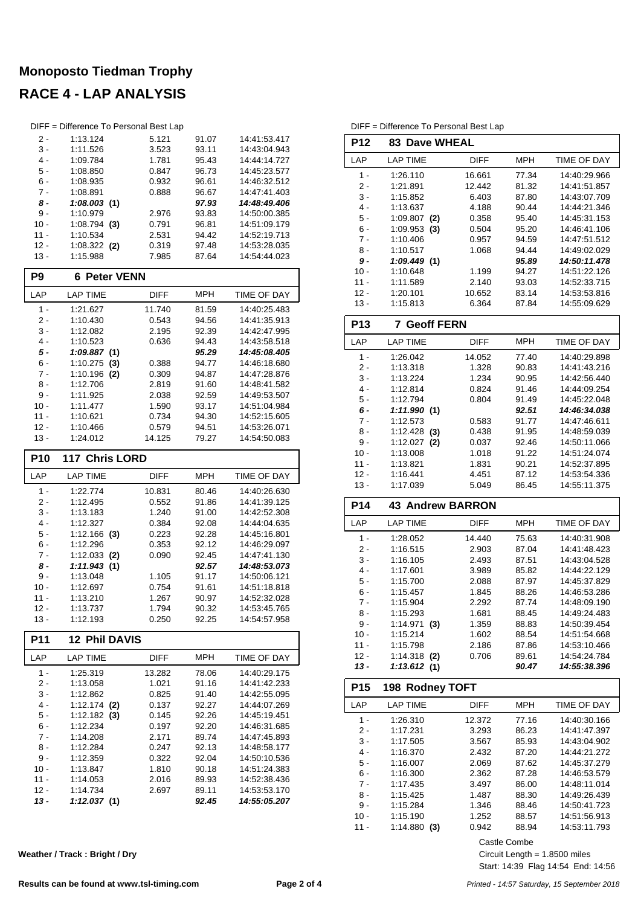# Monoposto Tiedman Trophy

## RACE 4 - LAP ANALYSIS

DIFF = Difference To Personal Best Lap

| LAP | LAP TIME | DIFF | MPH | TIME OF DAY |
|---|---|---|---|---|
| 2 - | 1:13.124 | 5.121 | 91.07 | 14:41:53.417 |
| 3 - | 1:11.526 | 3.523 | 93.11 | 14:43:04.943 |
| 4 - | 1:09.784 | 1.781 | 95.43 | 14:44:14.727 |
| 5 - | 1:08.850 | 0.847 | 96.73 | 14:45:23.577 |
| 6 - | 1:08.935 | 0.932 | 96.61 | 14:46:32.512 |
| 7 - | 1:08.891 | 0.888 | 96.67 | 14:47:41.403 |
| ***8 -*** | ***1:08.003 (1)*** | | ***97.93*** | ***14:48:49.406*** |
| 9 - | 1:10.979 | 2.976 | 93.83 | 14:50:00.385 |
| 10 - | 1:08.794 **(3)** | 0.791 | 96.81 | 14:51:09.179 |
| 11 - | 1:10.534 | 2.531 | 94.42 | 14:52:19.713 |
| 12 - | 1:08.322 **(2)** | 0.319 | 97.48 | 14:53:28.035 |
| 13 - | 1:15.988 | 7.985 | 87.64 | 14:54:44.023 |

### P9 6 Peter VENN

| LAP | LAP TIME | DIFF | MPH | TIME OF DAY |
|---|---|---|---|---|
| 1 - | 1:21.627 | 11.740 | 81.59 | 14:40:25.483 |
| 2 - | 1:10.430 | 0.543 | 94.56 | 14:41:35.913 |
| 3 - | 1:12.082 | 2.195 | 92.39 | 14:42:47.995 |
| 4 - | 1:10.523 | 0.636 | 94.43 | 14:43:58.518 |
| ***5 -*** | ***1:09.887 (1)*** | | ***95.29*** | ***14:45:08.405*** |
| 6 - | 1:10.275 **(3)** | 0.388 | 94.77 | 14:46:18.680 |
| 7 - | 1:10.196 **(2)** | 0.309 | 94.87 | 14:47:28.876 |
| 8 - | 1:12.706 | 2.819 | 91.60 | 14:48:41.582 |
| 9 - | 1:11.925 | 2.038 | 92.59 | 14:49:53.507 |
| 10 - | 1:11.477 | 1.590 | 93.17 | 14:51:04.984 |
| 11 - | 1:10.621 | 0.734 | 94.30 | 14:52:15.605 |
| 12 - | 1:10.466 | 0.579 | 94.51 | 14:53:26.071 |
| 13 - | 1:24.012 | 14.125 | 79.27 | 14:54:50.083 |

### P10 117 Chris LORD

| LAP | LAP TIME | DIFF | MPH | TIME OF DAY |
|---|---|---|---|---|
| 1 - | 1:22.774 | 10.831 | 80.46 | 14:40:26.630 |
| 2 - | 1:12.495 | 0.552 | 91.86 | 14:41:39.125 |
| 3 - | 1:13.183 | 1.240 | 91.00 | 14:42:52.308 |
| 4 - | 1:12.327 | 0.384 | 92.08 | 14:44:04.635 |
| 5 - | 1:12.166 **(3)** | 0.223 | 92.28 | 14:45:16.801 |
| 6 - | 1:12.296 | 0.353 | 92.12 | 14:46:29.097 |
| 7 - | 1:12.033 **(2)** | 0.090 | 92.45 | 14:47:41.130 |
| ***8 -*** | ***1:11.943 (1)*** | | ***92.57*** | ***14:48:53.073*** |
| 9 - | 1:13.048 | 1.105 | 91.17 | 14:50:06.121 |
| 10 - | 1:12.697 | 0.754 | 91.61 | 14:51:18.818 |
| 11 - | 1:13.210 | 1.267 | 90.97 | 14:52:32.028 |
| 12 - | 1:13.737 | 1.794 | 90.32 | 14:53:45.765 |
| 13 - | 1:12.193 | 0.250 | 92.25 | 14:54:57.958 |

### P11 12 Phil DAVIS

| LAP | LAP TIME | DIFF | MPH | TIME OF DAY |
|---|---|---|---|---|
| 1 - | 1:25.319 | 13.282 | 78.06 | 14:40:29.175 |
| 2 - | 1:13.058 | 1.021 | 91.16 | 14:41:42.233 |
| 3 - | 1:12.862 | 0.825 | 91.40 | 14:42:55.095 |
| 4 - | 1:12.174 **(2)** | 0.137 | 92.27 | 14:44:07.269 |
| 5 - | 1:12.182 **(3)** | 0.145 | 92.26 | 14:45:19.451 |
| 6 - | 1:12.234 | 0.197 | 92.20 | 14:46:31.685 |
| 7 - | 1:14.208 | 2.171 | 89.74 | 14:47:45.893 |
| 8 - | 1:12.284 | 0.247 | 92.13 | 14:48:58.177 |
| 9 - | 1:12.359 | 0.322 | 92.04 | 14:50:10.536 |
| 10 - | 1:13.847 | 1.810 | 90.18 | 14:51:24.383 |
| 11 - | 1:14.053 | 2.016 | 89.93 | 14:52:38.436 |
| 12 - | 1:14.734 | 2.697 | 89.11 | 14:53:53.170 |
| ***13 -*** | ***1:12.037 (1)*** | | ***92.45*** | ***14:55:05.207*** |

DIFF = Difference To Personal Best Lap

### P12 83 Dave WHEAL

| LAP | LAP TIME | DIFF | MPH | TIME OF DAY |
|---|---|---|---|---|
| 1 - | 1:26.110 | 16.661 | 77.34 | 14:40:29.966 |
| 2 - | 1:21.891 | 12.442 | 81.32 | 14:41:51.857 |
| 3 - | 1:15.852 | 6.403 | 87.80 | 14:43:07.709 |
| 4 - | 1:13.637 | 4.188 | 90.44 | 14:44:21.346 |
| 5 - | 1:09.807 **(2)** | 0.358 | 95.40 | 14:45:31.153 |
| 6 - | 1:09.953 **(3)** | 0.504 | 95.20 | 14:46:41.106 |
| 7 - | 1:10.406 | 0.957 | 94.59 | 14:47:51.512 |
| 8 - | 1:10.517 | 1.068 | 94.44 | 14:49:02.029 |
| ***9 -*** | ***1:09.449 (1)*** | | ***95.89*** | ***14:50:11.478*** |
| 10 - | 1:10.648 | 1.199 | 94.27 | 14:51:22.126 |
| 11 - | 1:11.589 | 2.140 | 93.03 | 14:52:33.715 |
| 12 - | 1:20.101 | 10.652 | 83.14 | 14:53:53.816 |
| 13 - | 1:15.813 | 6.364 | 87.84 | 14:55:09.629 |

### P13 7 Geoff FERN

| LAP | LAP TIME | DIFF | MPH | TIME OF DAY |
|---|---|---|---|---|
| 1 - | 1:26.042 | 14.052 | 77.40 | 14:40:29.898 |
| 2 - | 1:13.318 | 1.328 | 90.83 | 14:41:43.216 |
| 3 - | 1:13.224 | 1.234 | 90.95 | 14:42:56.440 |
| 4 - | 1:12.814 | 0.824 | 91.46 | 14:44:09.254 |
| 5 - | 1:12.794 | 0.804 | 91.49 | 14:45:22.048 |
| ***6 -*** | ***1:11.990 (1)*** | | ***92.51*** | ***14:46:34.038*** |
| 7 - | 1:12.573 | 0.583 | 91.77 | 14:47:46.611 |
| 8 - | 1:12.428 **(3)** | 0.438 | 91.95 | 14:48:59.039 |
| 9 - | 1:12.027 **(2)** | 0.037 | 92.46 | 14:50:11.066 |
| 10 - | 1:13.008 | 1.018 | 91.22 | 14:51:24.074 |
| 11 - | 1:13.821 | 1.831 | 90.21 | 14:52:37.895 |
| 12 - | 1:16.441 | 4.451 | 87.12 | 14:53:54.336 |
| 13 - | 1:17.039 | 5.049 | 86.45 | 14:55:11.375 |

### P14 43 Andrew BARRON

| LAP | LAP TIME | DIFF | MPH | TIME OF DAY |
|---|---|---|---|---|
| 1 - | 1:28.052 | 14.440 | 75.63 | 14:40:31.908 |
| 2 - | 1:16.515 | 2.903 | 87.04 | 14:41:48.423 |
| 3 - | 1:16.105 | 2.493 | 87.51 | 14:43:04.528 |
| 4 - | 1:17.601 | 3.989 | 85.82 | 14:44:22.129 |
| 5 - | 1:15.700 | 2.088 | 87.97 | 14:45:37.829 |
| 6 - | 1:15.457 | 1.845 | 88.26 | 14:46:53.286 |
| 7 - | 1:15.904 | 2.292 | 87.74 | 14:48:09.190 |
| 8 - | 1:15.293 | 1.681 | 88.45 | 14:49:24.483 |
| 9 - | 1:14.971 **(3)** | 1.359 | 88.83 | 14:50:39.454 |
| 10 - | 1:15.214 | 1.602 | 88.54 | 14:51:54.668 |
| 11 - | 1:15.798 | 2.186 | 87.86 | 14:53:10.466 |
| 12 - | 1:14.318 **(2)** | 0.706 | 89.61 | 14:54:24.784 |
| ***13 -*** | ***1:13.612 (1)*** | | ***90.47*** | ***14:55:38.396*** |

### P15 198 Rodney TOFT

| LAP | LAP TIME | DIFF | MPH | TIME OF DAY |
|---|---|---|---|---|
| 1 - | 1:26.310 | 12.372 | 77.16 | 14:40:30.166 |
| 2 - | 1:17.231 | 3.293 | 86.23 | 14:41:47.397 |
| 3 - | 1:17.505 | 3.567 | 85.93 | 14:43:04.902 |
| 4 - | 1:16.370 | 2.432 | 87.20 | 14:44:21.272 |
| 5 - | 1:16.007 | 2.069 | 87.62 | 14:45:37.279 |
| 6 - | 1:16.300 | 2.362 | 87.28 | 14:46:53.579 |
| 7 - | 1:17.435 | 3.497 | 86.00 | 14:48:11.014 |
| 8 - | 1:15.425 | 1.487 | 88.30 | 14:49:26.439 |
| 9 - | 1:15.284 | 1.346 | 88.46 | 14:50:41.723 |
| 10 - | 1:15.190 | 1.252 | 88.57 | 14:51:56.913 |
| 11 - | 1:14.880 **(3)** | 0.942 | 88.94 | 14:53:11.793 |

Weather / Track : Bright / Dry

Castle Combe
Circuit Length = 1.8500 miles
Start: 14:39 Flag 14:54 End: 14:56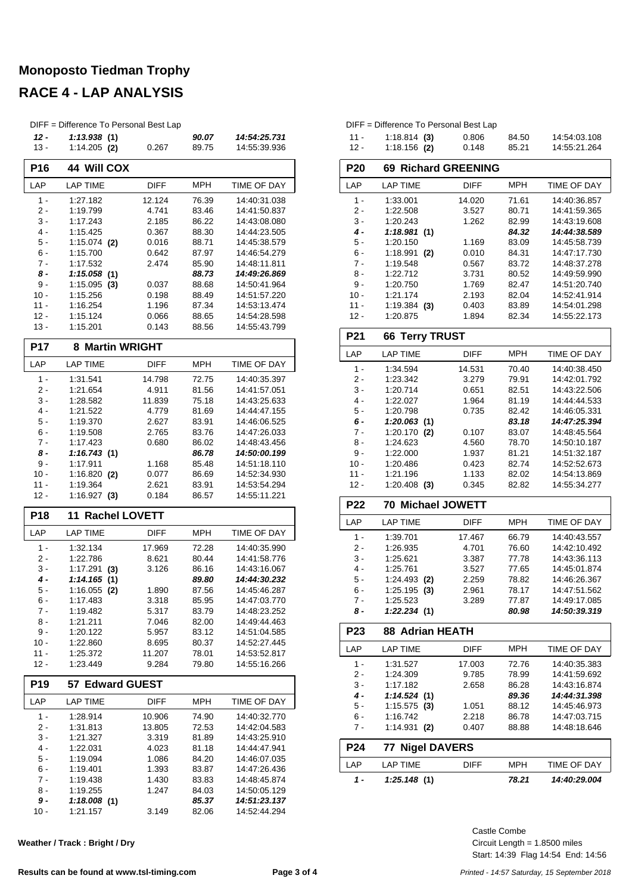# Monoposto Tiedman Trophy

## RACE 4 - LAP ANALYSIS

DIFF = Difference To Personal Best Lap

| LAP | LAP TIME | DIFF | MPH | TIME OF DAY |
|---|---|---|---|---|
| ***12 -*** | ***1:13.938 (1)*** | | ***90.07*** | ***14:54:25.731*** |
| 13 - | 1:14.205 **(2)** | 0.267 | 89.75 | 14:55:39.936 |

### P16 44 Will COX

| LAP | LAP TIME | DIFF | MPH | TIME OF DAY |
|---|---|---|---|---|
| 1 - | 1:27.182 | 12.124 | 76.39 | 14:40:31.038 |
| 2 - | 1:19.799 | 4.741 | 83.46 | 14:41:50.837 |
| 3 - | 1:17.243 | 2.185 | 86.22 | 14:43:08.080 |
| 4 - | 1:15.425 | 0.367 | 88.30 | 14:44:23.505 |
| 5 - | 1:15.074 **(2)** | 0.016 | 88.71 | 14:45:38.579 |
| 6 - | 1:15.700 | 0.642 | 87.97 | 14:46:54.279 |
| 7 - | 1:17.532 | 2.474 | 85.90 | 14:48:11.811 |
| ***8 -*** | ***1:15.058 (1)*** | | ***88.73*** | ***14:49:26.869*** |
| 9 - | 1:15.095 **(3)** | 0.037 | 88.68 | 14:50:41.964 |
| 10 - | 1:15.256 | 0.198 | 88.49 | 14:51:57.220 |
| 11 - | 1:16.254 | 1.196 | 87.34 | 14:53:13.474 |
| 12 - | 1:15.124 | 0.066 | 88.65 | 14:54:28.598 |
| 13 - | 1:15.201 | 0.143 | 88.56 | 14:55:43.799 |

### P17 8 Martin WRIGHT

| LAP | LAP TIME | DIFF | MPH | TIME OF DAY |
|---|---|---|---|---|
| 1 - | 1:31.541 | 14.798 | 72.75 | 14:40:35.397 |
| 2 - | 1:21.654 | 4.911 | 81.56 | 14:41:57.051 |
| 3 - | 1:28.582 | 11.839 | 75.18 | 14:43:25.633 |
| 4 - | 1:21.522 | 4.779 | 81.69 | 14:44:47.155 |
| 5 - | 1:19.370 | 2.627 | 83.91 | 14:46:06.525 |
| 6 - | 1:19.508 | 2.765 | 83.76 | 14:47:26.033 |
| 7 - | 1:17.423 | 0.680 | 86.02 | 14:48:43.456 |
| ***8 -*** | ***1:16.743 (1)*** | | ***86.78*** | ***14:50:00.199*** |
| 9 - | 1:17.911 | 1.168 | 85.48 | 14:51:18.110 |
| 10 - | 1:16.820 **(2)** | 0.077 | 86.69 | 14:52:34.930 |
| 11 - | 1:19.364 | 2.621 | 83.91 | 14:53:54.294 |
| 12 - | 1:16.927 **(3)** | 0.184 | 86.57 | 14:55:11.221 |

### P18 11 Rachel LOVETT

| LAP | LAP TIME | DIFF | MPH | TIME OF DAY |
|---|---|---|---|---|
| 1 - | 1:32.134 | 17.969 | 72.28 | 14:40:35.990 |
| 2 - | 1:22.786 | 8.621 | 80.44 | 14:41:58.776 |
| 3 - | 1:17.291 **(3)** | 3.126 | 86.16 | 14:43:16.067 |
| ***4 -*** | ***1:14.165 (1)*** | | ***89.80*** | ***14:44:30.232*** |
| 5 - | 1:16.055 **(2)** | 1.890 | 87.56 | 14:45:46.287 |
| 6 - | 1:17.483 | 3.318 | 85.95 | 14:47:03.770 |
| 7 - | 1:19.482 | 5.317 | 83.79 | 14:48:23.252 |
| 8 - | 1:21.211 | 7.046 | 82.00 | 14:49:44.463 |
| 9 - | 1:20.122 | 5.957 | 83.12 | 14:51:04.585 |
| 10 - | 1:22.860 | 8.695 | 80.37 | 14:52:27.445 |
| 11 - | 1:25.372 | 11.207 | 78.01 | 14:53:52.817 |
| 12 - | 1:23.449 | 9.284 | 79.80 | 14:55:16.266 |

### P19 57 Edward GUEST

| LAP | LAP TIME | DIFF | MPH | TIME OF DAY |
|---|---|---|---|---|
| 1 - | 1:28.914 | 10.906 | 74.90 | 14:40:32.770 |
| 2 - | 1:31.813 | 13.805 | 72.53 | 14:42:04.583 |
| 3 - | 1:21.327 | 3.319 | 81.89 | 14:43:25.910 |
| 4 - | 1:22.031 | 4.023 | 81.18 | 14:44:47.941 |
| 5 - | 1:19.094 | 1.086 | 84.20 | 14:46:07.035 |
| 6 - | 1:19.401 | 1.393 | 83.87 | 14:47:26.436 |
| 7 - | 1:19.438 | 1.430 | 83.83 | 14:48:45.874 |
| 8 - | 1:19.255 | 1.247 | 84.03 | 14:50:05.129 |
| ***9 -*** | ***1:18.008 (1)*** | | ***85.37*** | ***14:51:23.137*** |
| 10 - | 1:21.157 | 3.149 | 82.06 | 14:52:44.294 |
| 11 - | 1:18.814 **(3)** | 0.806 | 84.50 | 14:54:03.108 |
| 12 - | 1:18.156 **(2)** | 0.148 | 85.21 | 14:55:21.264 |

### P20 69 Richard GREENING

| LAP | LAP TIME | DIFF | MPH | TIME OF DAY |
|---|---|---|---|---|
| 1 - | 1:33.001 | 14.020 | 71.61 | 14:40:36.857 |
| 2 - | 1:22.508 | 3.527 | 80.71 | 14:41:59.365 |
| 3 - | 1:20.243 | 1.262 | 82.99 | 14:43:19.608 |
| ***4 -*** | ***1:18.981 (1)*** | | ***84.32*** | ***14:44:38.589*** |
| 5 - | 1:20.150 | 1.169 | 83.09 | 14:45:58.739 |
| 6 - | 1:18.991 **(2)** | 0.010 | 84.31 | 14:47:17.730 |
| 7 - | 1:19.548 | 0.567 | 83.72 | 14:48:37.278 |
| 8 - | 1:22.712 | 3.731 | 80.52 | 14:49:59.990 |
| 9 - | 1:20.750 | 1.769 | 82.47 | 14:51:20.740 |
| 10 - | 1:21.174 | 2.193 | 82.04 | 14:52:41.914 |
| 11 - | 1:19.384 **(3)** | 0.403 | 83.89 | 14:54:01.298 |
| 12 - | 1:20.875 | 1.894 | 82.34 | 14:55:22.173 |

### P21 66 Terry TRUST

| LAP | LAP TIME | DIFF | MPH | TIME OF DAY |
|---|---|---|---|---|
| 1 - | 1:34.594 | 14.531 | 70.40 | 14:40:38.450 |
| 2 - | 1:23.342 | 3.279 | 79.91 | 14:42:01.792 |
| 3 - | 1:20.714 | 0.651 | 82.51 | 14:43:22.506 |
| 4 - | 1:22.027 | 1.964 | 81.19 | 14:44:44.533 |
| 5 - | 1:20.798 | 0.735 | 82.42 | 14:46:05.331 |
| ***6 -*** | ***1:20.063 (1)*** | | ***83.18*** | ***14:47:25.394*** |
| 7 - | 1:20.170 **(2)** | 0.107 | 83.07 | 14:48:45.564 |
| 8 - | 1:24.623 | 4.560 | 78.70 | 14:50:10.187 |
| 9 - | 1:22.000 | 1.937 | 81.21 | 14:51:32.187 |
| 10 - | 1:20.486 | 0.423 | 82.74 | 14:52:52.673 |
| 11 - | 1:21.196 | 1.133 | 82.02 | 14:54:13.869 |
| 12 - | 1:20.408 **(3)** | 0.345 | 82.82 | 14:55:34.277 |

### P22 70 Michael JOWETT

| LAP | LAP TIME | DIFF | MPH | TIME OF DAY |
|---|---|---|---|---|
| 1 - | 1:39.701 | 17.467 | 66.79 | 14:40:43.557 |
| 2 - | 1:26.935 | 4.701 | 76.60 | 14:42:10.492 |
| 3 - | 1:25.621 | 3.387 | 77.78 | 14:43:36.113 |
| 4 - | 1:25.761 | 3.527 | 77.65 | 14:45:01.874 |
| 5 - | 1:24.493 **(2)** | 2.259 | 78.82 | 14:46:26.367 |
| 6 - | 1:25.195 **(3)** | 2.961 | 78.17 | 14:47:51.562 |
| 7 - | 1:25.523 | 3.289 | 77.87 | 14:49:17.085 |
| ***8 -*** | ***1:22.234 (1)*** | | ***80.98*** | ***14:50:39.319*** |

### P23 88 Adrian HEATH

| LAP | LAP TIME | DIFF | MPH | TIME OF DAY |
|---|---|---|---|---|
| 1 - | 1:31.527 | 17.003 | 72.76 | 14:40:35.383 |
| 2 - | 1:24.309 | 9.785 | 78.99 | 14:41:59.692 |
| 3 - | 1:17.182 | 2.658 | 86.28 | 14:43:16.874 |
| ***4 -*** | ***1:14.524 (1)*** | | ***89.36*** | ***14:44:31.398*** |
| 5 - | 1:15.575 **(3)** | 1.051 | 88.12 | 14:45:46.973 |
| 6 - | 1:16.742 | 2.218 | 86.78 | 14:47:03.715 |
| 7 - | 1:14.931 **(2)** | 0.407 | 88.88 | 14:48:18.646 |

### P24 77 Nigel DAVERS

| LAP | LAP TIME | DIFF | MPH | TIME OF DAY |
|---|---|---|---|---|
| ***1 -*** | ***1:25.148 (1)*** | | ***78.21*** | ***14:40:29.004*** |

**Weather / Track : Bright / Dry**

Castle Combe
Circuit Length = 1.8500 miles
Start: 14:39 Flag 14:54 End: 14:56

**Results can be found at www.tsl-timing.com**

*Printed - 14:57 Saturday, 15 September 2018*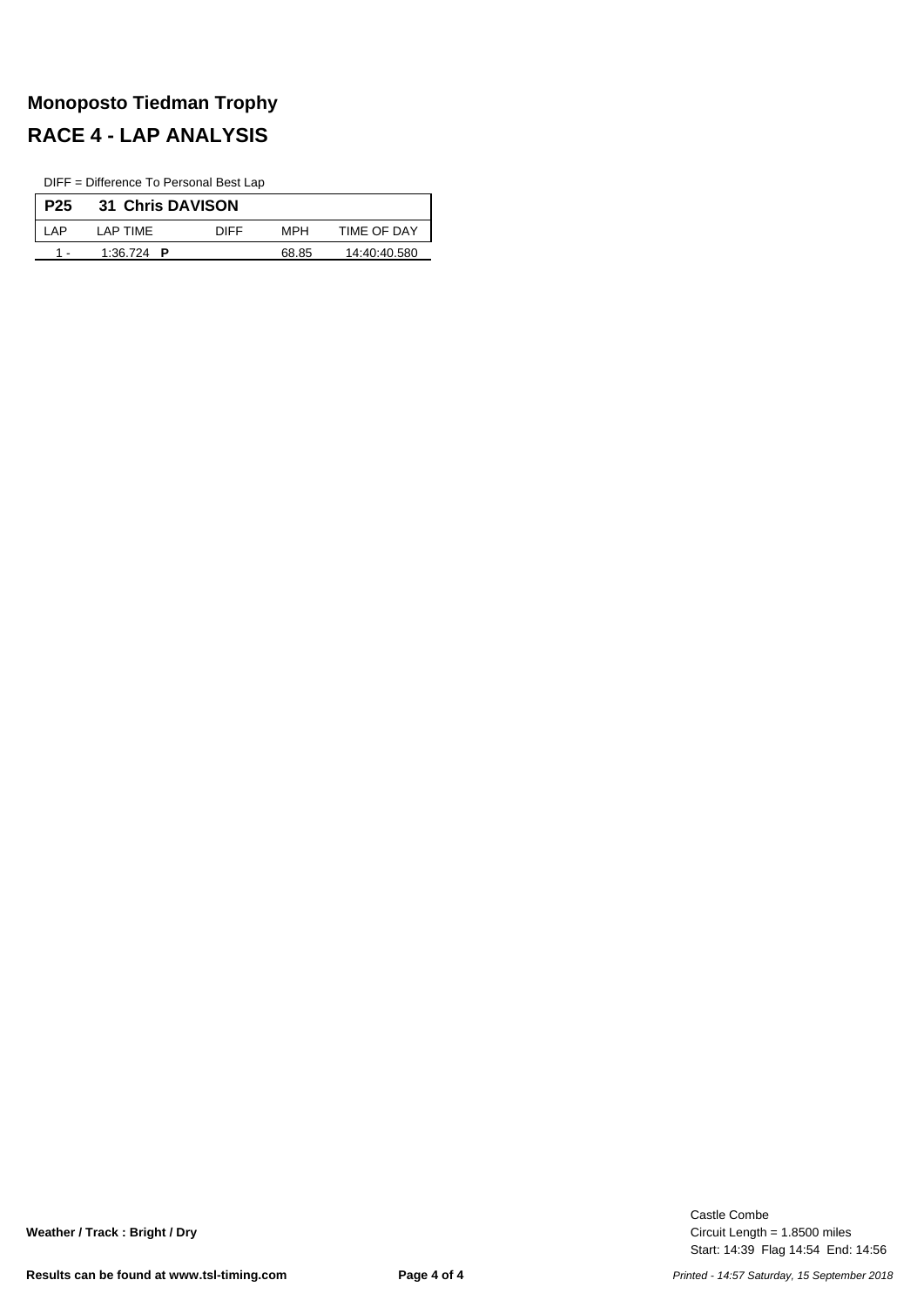# Monoposto Tiedman Trophy

## RACE 4 - LAP ANALYSIS

DIFF = Difference To Personal Best Lap

| P25 | 31 Chris DAVISON | | | |
|---|---|---|---|---|
| LAP | LAP TIME | DIFF | MPH | TIME OF DAY |
| 1 - | 1:36.724 **P** | | 68.85 | 14:40:40.580 |

**Weather / Track : Bright / Dry**

Castle Combe
Circuit Length = 1.8500 miles
Start: 14:39 Flag 14:54 End: 14:56

**Results can be found at www.tsl-timing.com**

*Printed - 14:57 Saturday, 15 September 2018*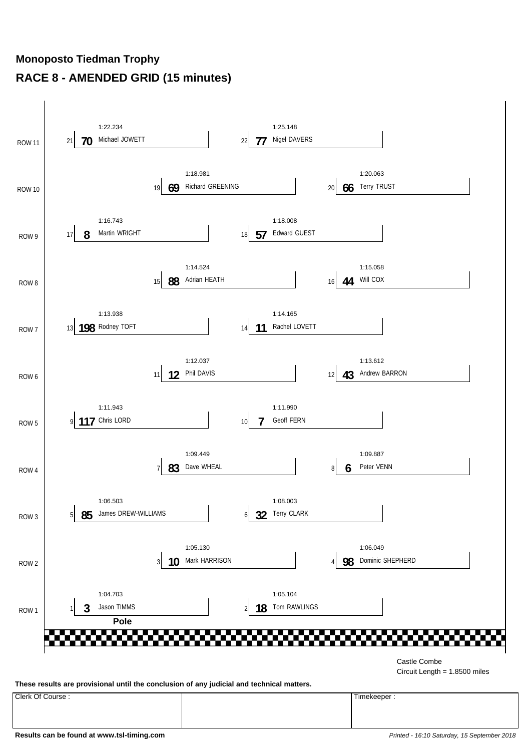## Monoposto Tiedman Trophy

# RACE 8 - AMENDED GRID (15 minutes)

| Row | Pos | No | Driver | Time | Pos | No | Driver | Time |
|---|---|---|---|---|---|---|---|---|
| ROW 11 | 21 | 70 | Michael JOWETT | 1:22.234 | 22 | 77 | Nigel DAVERS | 1:25.148 |
| ROW 10 | 19 | 69 | Richard GREENING | 1:18.981 | 20 | 66 | Terry TRUST | 1:20.063 |
| ROW 9 | 17 | 8 | Martin WRIGHT | 1:16.743 | 18 | 57 | Edward GUEST | 1:18.008 |
| ROW 8 | 15 | 88 | Adrian HEATH | 1:14.524 | 16 | 44 | Will COX | 1:15.058 |
| ROW 7 | 13 | 198 | Rodney TOFT | 1:13.938 | 14 | 11 | Rachel LOVETT | 1:14.165 |
| ROW 6 | 11 | 12 | Phil DAVIS | 1:12.037 | 12 | 43 | Andrew BARRON | 1:13.612 |
| ROW 5 | 9 | 117 | Chris LORD | 1:11.943 | 10 | 7 | Geoff FERN | 1:11.990 |
| ROW 4 | 7 | 83 | Dave WHEAL | 1:09.449 | 8 | 6 | Peter VENN | 1:09.887 |
| ROW 3 | 5 | 85 | James DREW-WILLIAMS | 1:06.503 | 6 | 32 | Terry CLARK | 1:08.003 |
| ROW 2 | 3 | 10 | Mark HARRISON | 1:05.130 | 4 | 98 | Dominic SHEPHERD | 1:06.049 |
| ROW 1 | 1 | 3 | Jason TIMMS | 1:04.703 | 2 | 18 | Tom RAWLINGS | 1:05.104 |

**Pole**

Castle Combe
Circuit Length = 1.8500 miles

**These results are provisional until the conclusion of any judicial and technical matters.**

| Clerk Of Course : | | Timekeeper : |
|---|---|---|
| | | |

**Results can be found at www.tsl-timing.com**

*Printed - 16:10 Saturday, 15 September 2018*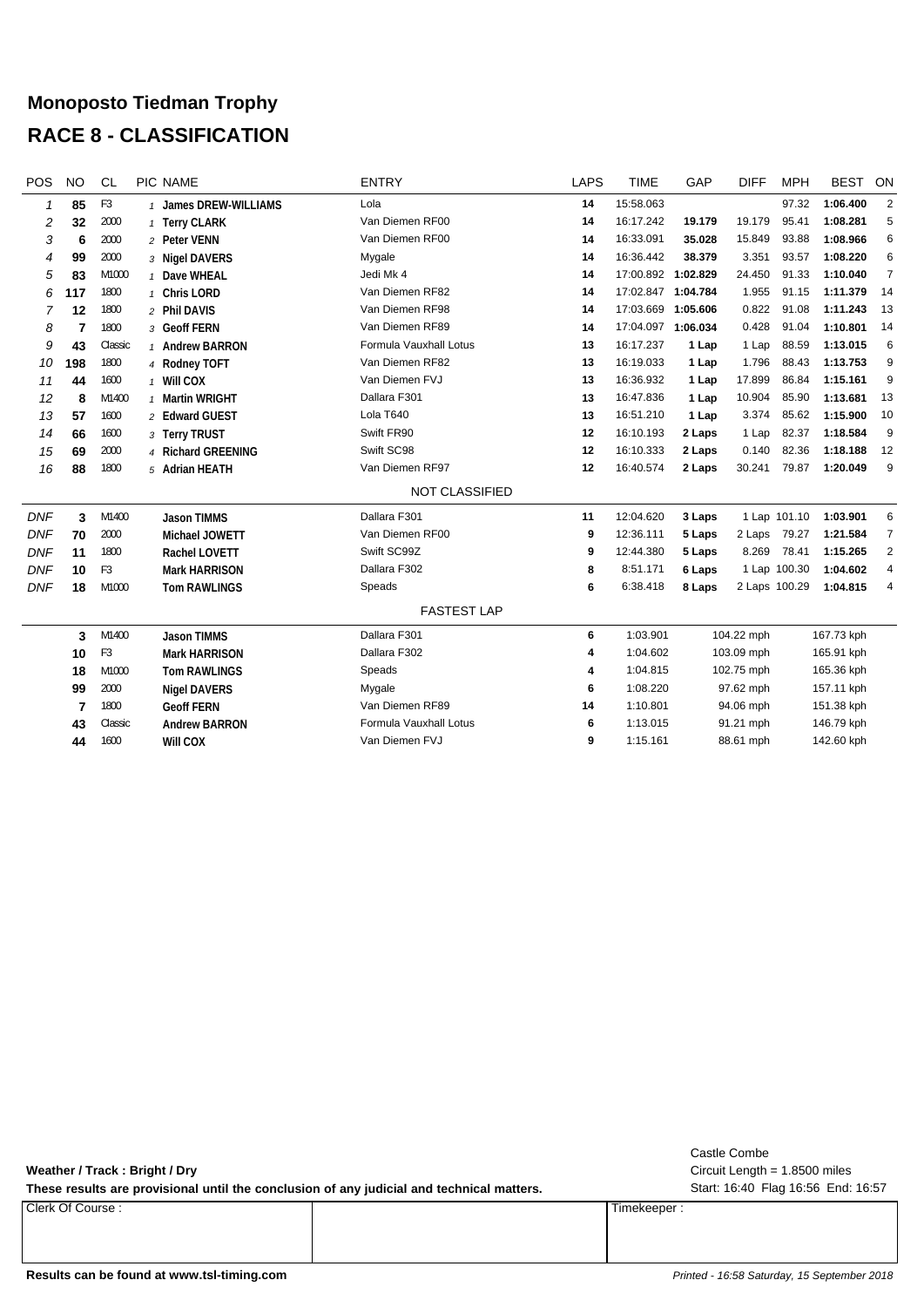# Monoposto Tiedman Trophy

## RACE 8 - CLASSIFICATION

| POS | NO | CL | PIC | NAME | ENTRY | LAPS | TIME | GAP | DIFF | MPH | BEST | ON |
|---|---|---|---|---|---|---|---|---|---|---|---|---|
| 1 | 85 | F3 | 1 | James DREW-WILLIAMS | Lola | 14 | 15:58.063 | | | 97.32 | 1:06.400 | 2 |
| 2 | 32 | 2000 | 1 | Terry CLARK | Van Diemen RF00 | 14 | 16:17.242 | 19.179 | 19.179 | 95.41 | 1:08.281 | 5 |
| 3 | 6 | 2000 | 2 | Peter VENN | Van Diemen RF00 | 14 | 16:33.091 | 35.028 | 15.849 | 93.88 | 1:08.966 | 6 |
| 4 | 99 | 2000 | 3 | Nigel DAVERS | Mygale | 14 | 16:36.442 | 38.379 | 3.351 | 93.57 | 1:08.220 | 6 |
| 5 | 83 | M1000 | 1 | Dave WHEAL | Jedi Mk 4 | 14 | 17:00.892 | 1:02.829 | 24.450 | 91.33 | 1:10.040 | 7 |
| 6 | 117 | 1800 | 1 | Chris LORD | Van Diemen RF82 | 14 | 17:02.847 | 1:04.784 | 1.955 | 91.15 | 1:11.379 | 14 |
| 7 | 12 | 1800 | 2 | Phil DAVIS | Van Diemen RF98 | 14 | 17:03.669 | 1:05.606 | 0.822 | 91.08 | 1:11.243 | 13 |
| 8 | 7 | 1800 | 3 | Geoff FERN | Van Diemen RF89 | 14 | 17:04.097 | 1:06.034 | 0.428 | 91.04 | 1:10.801 | 14 |
| 9 | 43 | Classic | 1 | Andrew BARRON | Formula Vauxhall Lotus | 13 | 16:17.237 | 1 Lap | 1 Lap | 88.59 | 1:13.015 | 6 |
| 10 | 198 | 1800 | 4 | Rodney TOFT | Van Diemen RF82 | 13 | 16:19.033 | 1 Lap | 1.796 | 88.43 | 1:13.753 | 9 |
| 11 | 44 | 1600 | 1 | Will COX | Van Diemen FVJ | 13 | 16:36.932 | 1 Lap | 17.899 | 86.84 | 1:15.161 | 9 |
| 12 | 8 | M1400 | 1 | Martin WRIGHT | Dallara F301 | 13 | 16:47.836 | 1 Lap | 10.904 | 85.90 | 1:13.681 | 13 |
| 13 | 57 | 1600 | 2 | Edward GUEST | Lola T640 | 13 | 16:51.210 | 1 Lap | 3.374 | 85.62 | 1:15.900 | 10 |
| 14 | 66 | 1600 | 3 | Terry TRUST | Swift FR90 | 12 | 16:10.193 | 2 Laps | 1 Lap | 82.37 | 1:18.584 | 9 |
| 15 | 69 | 2000 | 4 | Richard GREENING | Swift SC98 | 12 | 16:10.333 | 2 Laps | 0.140 | 82.36 | 1:18.188 | 12 |
| 16 | 88 | 1800 | 5 | Adrian HEATH | Van Diemen RF97 | 12 | 16:40.574 | 2 Laps | 30.241 | 79.87 | 1:20.049 | 9 |
| | | | | | NOT CLASSIFIED | | | | | | | |
| DNF | 3 | M1400 | | Jason TIMMS | Dallara F301 | 11 | 12:04.620 | 3 Laps | 1 Lap | 101.10 | 1:03.901 | 6 |
| DNF | 70 | 2000 | | Michael JOWETT | Van Diemen RF00 | 9 | 12:36.111 | 5 Laps | 2 Laps | 79.27 | 1:21.584 | 7 |
| DNF | 11 | 1800 | | Rachel LOVETT | Swift SC99Z | 9 | 12:44.380 | 5 Laps | 8.269 | 78.41 | 1:15.265 | 2 |
| DNF | 10 | F3 | | Mark HARRISON | Dallara F302 | 8 | 8:51.171 | 6 Laps | 1 Lap | 100.30 | 1:04.602 | 4 |
| DNF | 18 | M1000 | | Tom RAWLINGS | Speads | 6 | 6:38.418 | 8 Laps | 2 Laps | 100.29 | 1:04.815 | 4 |

### FASTEST LAP

| NO | CL | NAME | ENTRY | LAP | TIME | MPH | KPH |
|---|---|---|---|---|---|---|---|
| 3 | M1400 | Jason TIMMS | Dallara F301 | 6 | 1:03.901 | 104.22 mph | 167.73 kph |
| 10 | F3 | Mark HARRISON | Dallara F302 | 4 | 1:04.602 | 103.09 mph | 165.91 kph |
| 18 | M1000 | Tom RAWLINGS | Speads | 4 | 1:04.815 | 102.75 mph | 165.36 kph |
| 99 | 2000 | Nigel DAVERS | Mygale | 6 | 1:08.220 | 97.62 mph | 157.11 kph |
| 7 | 1800 | Geoff FERN | Van Diemen RF89 | 14 | 1:10.801 | 94.06 mph | 151.38 kph |
| 43 | Classic | Andrew BARRON | Formula Vauxhall Lotus | 6 | 1:13.015 | 91.21 mph | 146.79 kph |
| 44 | 1600 | Will COX | Van Diemen FVJ | 9 | 1:15.161 | 88.61 mph | 142.60 kph |

**Weather / Track : Bright / Dry**

**These results are provisional until the conclusion of any judicial and technical matters.**

Castle Combe
Circuit Length = 1.8500 miles
Start: 16:40 Flag 16:56 End: 16:57

| Clerk Of Course : | | Timekeeper : |
|---|---|---|
| | | |

**Results can be found at www.tsl-timing.com**

*Printed - 16:58 Saturday, 15 September 2018*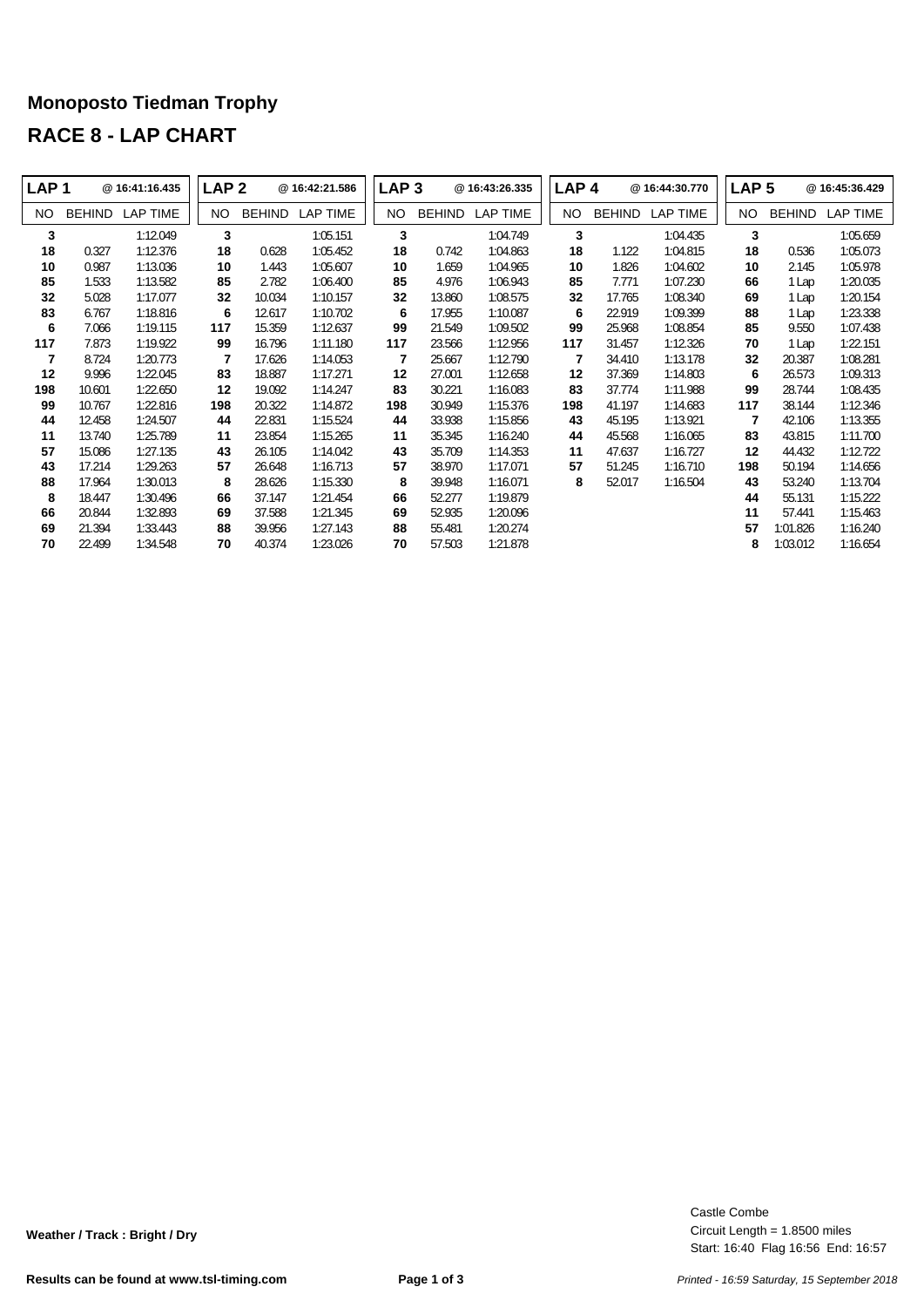# Monoposto Tiedman Trophy

## RACE 8 - LAP CHART

| LAP 1 | @ 16:41:16.435 | | LAP 2 | @ 16:42:21.586 | | LAP 3 | @ 16:43:26.335 | | LAP 4 | @ 16:44:30.770 | | LAP 5 | @ 16:45:36.429 | |
|---|---|---|---|---|---|---|---|---|---|---|---|---|---|---|
| NO | BEHIND | LAP TIME | NO | BEHIND | LAP TIME | NO | BEHIND | LAP TIME | NO | BEHIND | LAP TIME | NO | BEHIND | LAP TIME |
| **3** | | 1:12.049 | **3** | | 1:05.151 | **3** | | 1:04.749 | **3** | | 1:04.435 | **3** | | 1:05.659 |
| **18** | 0.327 | 1:12.376 | **18** | 0.628 | 1:05.452 | **18** | 0.742 | 1:04.863 | **18** | 1.122 | 1:04.815 | **18** | 0.536 | 1:05.073 |
| **10** | 0.987 | 1:13.036 | **10** | 1.443 | 1:05.607 | **10** | 1.659 | 1:04.965 | **10** | 1.826 | 1:04.602 | **10** | 2.145 | 1:05.978 |
| **85** | 1.533 | 1:13.582 | **85** | 2.782 | 1:06.400 | **85** | 4.976 | 1:06.943 | **85** | 7.771 | 1:07.230 | **66** | 1 Lap | 1:20.035 |
| **32** | 5.028 | 1:17.077 | **32** | 10.034 | 1:10.157 | **32** | 13.860 | 1:08.575 | **32** | 17.765 | 1:08.340 | **69** | 1 Lap | 1:20.154 |
| **83** | 6.767 | 1:18.816 | **6** | 12.617 | 1:10.702 | **6** | 17.955 | 1:10.087 | **6** | 22.919 | 1:09.399 | **88** | 1 Lap | 1:23.338 |
| **6** | 7.066 | 1:19.115 | **117** | 15.359 | 1:12.637 | **99** | 21.549 | 1:09.502 | **99** | 25.968 | 1:08.854 | **85** | 9.550 | 1:07.438 |
| **117** | 7.873 | 1:19.922 | **99** | 16.796 | 1:11.180 | **117** | 23.566 | 1:12.956 | **117** | 31.457 | 1:12.326 | **70** | 1 Lap | 1:22.151 |
| **7** | 8.724 | 1:20.773 | **7** | 17.626 | 1:14.053 | **7** | 25.667 | 1:12.790 | **7** | 34.410 | 1:13.178 | **32** | 20.387 | 1:08.281 |
| **12** | 9.996 | 1:22.045 | **83** | 18.887 | 1:17.271 | **12** | 27.001 | 1:12.658 | **12** | 37.369 | 1:14.803 | **6** | 26.573 | 1:09.313 |
| **198** | 10.601 | 1:22.650 | **12** | 19.092 | 1:14.247 | **83** | 30.221 | 1:16.083 | **83** | 37.774 | 1:11.988 | **99** | 28.744 | 1:08.435 |
| **99** | 10.767 | 1:22.816 | **198** | 20.322 | 1:14.872 | **198** | 30.949 | 1:15.376 | **198** | 41.197 | 1:14.683 | **117** | 38.144 | 1:12.346 |
| **44** | 12.458 | 1:24.507 | **44** | 22.831 | 1:15.524 | **44** | 33.938 | 1:15.856 | **43** | 45.195 | 1:13.921 | **7** | 42.106 | 1:13.355 |
| **11** | 13.740 | 1:25.789 | **11** | 23.854 | 1:15.265 | **11** | 35.345 | 1:16.240 | **44** | 45.568 | 1:16.065 | **83** | 43.815 | 1:11.700 |
| **57** | 15.086 | 1:27.135 | **43** | 26.105 | 1:14.042 | **43** | 35.709 | 1:14.353 | **11** | 47.637 | 1:16.727 | **12** | 44.432 | 1:12.722 |
| **43** | 17.214 | 1:29.263 | **57** | 26.648 | 1:16.713 | **57** | 38.970 | 1:17.071 | **57** | 51.245 | 1:16.710 | **198** | 50.194 | 1:14.656 |
| **88** | 17.964 | 1:30.013 | **8** | 28.626 | 1:15.330 | **8** | 39.948 | 1:16.071 | **8** | 52.017 | 1:16.504 | **43** | 53.240 | 1:13.704 |
| **8** | 18.447 | 1:30.496 | **66** | 37.147 | 1:21.454 | **66** | 52.277 | 1:19.879 | | | | **44** | 55.131 | 1:15.222 |
| **66** | 20.844 | 1:32.893 | **69** | 37.588 | 1:21.345 | **69** | 52.935 | 1:20.096 | | | | **11** | 57.441 | 1:15.463 |
| **69** | 21.394 | 1:33.443 | **88** | 39.956 | 1:27.143 | **88** | 55.481 | 1:20.274 | | | | **57** | 1:01.826 | 1:16.240 |
| **70** | 22.499 | 1:34.548 | **70** | 40.374 | 1:23.026 | **70** | 57.503 | 1:21.878 | | | | **8** | 1:03.012 | 1:16.654 |

**Weather / Track : Bright / Dry**

Castle Combe
Circuit Length = 1.8500 miles
Start: 16:40 Flag 16:56 End: 16:57

**Results can be found at www.tsl-timing.com**

*Printed - 16:59 Saturday, 15 September 2018*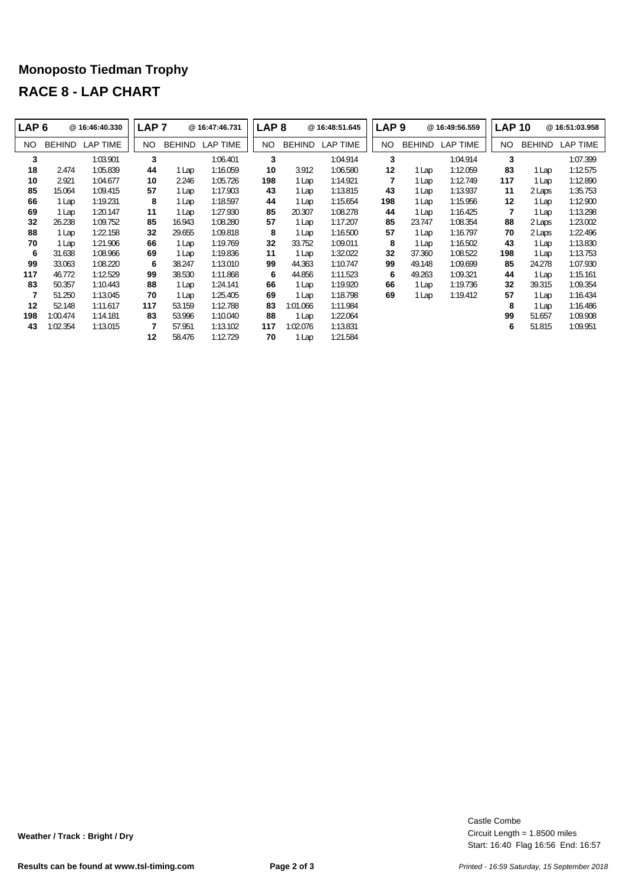## Monoposto Tiedman Trophy

## RACE 8 - LAP CHART

| LAP 6 | | @ 16:46:40.330 | LAP 7 | | @ 16:47:46.731 | LAP 8 | | @ 16:48:51.645 | LAP 9 | | @ 16:49:56.559 | LAP 10 | | @ 16:51:03.958 |
|---|---|---|---|---|---|---|---|---|---|---|---|---|---|---|
| NO | BEHIND | LAP TIME | NO | BEHIND | LAP TIME | NO | BEHIND | LAP TIME | NO | BEHIND | LAP TIME | NO | BEHIND | LAP TIME |
| **3** | | 1:03.901 | **3** | | 1:06.401 | **3** | | 1:04.914 | **3** | | 1:04.914 | **3** | | 1:07.399 |
| **18** | 2.474 | 1:05.839 | **44** | 1 Lap | 1:16.059 | **10** | 3.912 | 1:06.580 | **12** | 1 Lap | 1:12.059 | **83** | 1 Lap | 1:12.575 |
| **10** | 2.921 | 1:04.677 | **10** | 2.246 | 1:05.726 | **198** | 1 Lap | 1:14.921 | **7** | 1 Lap | 1:12.749 | **117** | 1 Lap | 1:12.890 |
| **85** | 15.064 | 1:09.415 | **57** | 1 Lap | 1:17.903 | **43** | 1 Lap | 1:13.815 | **43** | 1 Lap | 1:13.937 | **11** | 2 Laps | 1:35.753 |
| **66** | 1 Lap | 1:19.231 | **8** | 1 Lap | 1:18.597 | **44** | 1 Lap | 1:15.654 | **198** | 1 Lap | 1:15.956 | **12** | 1 Lap | 1:12.900 |
| **69** | 1 Lap | 1:20.147 | **11** | 1 Lap | 1:27.930 | **85** | 20.307 | 1:08.278 | **44** | 1 Lap | 1:16.425 | **7** | 1 Lap | 1:13.298 |
| **32** | 26.238 | 1:09.752 | **85** | 16.943 | 1:08.280 | **57** | 1 Lap | 1:17.207 | **85** | 23.747 | 1:08.354 | **88** | 2 Laps | 1:23.002 |
| **88** | 1 Lap | 1:22.158 | **32** | 29.655 | 1:09.818 | **8** | 1 Lap | 1:16.500 | **57** | 1 Lap | 1:16.797 | **70** | 2 Laps | 1:22.496 |
| **70** | 1 Lap | 1:21.906 | **66** | 1 Lap | 1:19.769 | **32** | 33.752 | 1:09.011 | **8** | 1 Lap | 1:16.502 | **43** | 1 Lap | 1:13.830 |
| **6** | 31.638 | 1:08.966 | **69** | 1 Lap | 1:19.836 | **11** | 1 Lap | 1:32.022 | **32** | 37.360 | 1:08.522 | **198** | 1 Lap | 1:13.753 |
| **99** | 33.063 | 1:08.220 | **6** | 38.247 | 1:13.010 | **99** | 44.363 | 1:10.747 | **99** | 49.148 | 1:09.699 | **85** | 24.278 | 1:07.930 |
| **117** | 46.772 | 1:12.529 | **99** | 38.530 | 1:11.868 | **6** | 44.856 | 1:11.523 | **6** | 49.263 | 1:09.321 | **44** | 1 Lap | 1:15.161 |
| **83** | 50.357 | 1:10.443 | **88** | 1 Lap | 1:24.141 | **66** | 1 Lap | 1:19.920 | **66** | 1 Lap | 1:19.736 | **32** | 39.315 | 1:09.354 |
| **7** | 51.250 | 1:13.045 | **70** | 1 Lap | 1:25.405 | **69** | 1 Lap | 1:18.798 | **69** | 1 Lap | 1:19.412 | **57** | 1 Lap | 1:16.434 |
| **12** | 52.148 | 1:11.617 | **117** | 53.159 | 1:12.788 | **83** | 1:01.066 | 1:11.984 | | | | **8** | 1 Lap | 1:16.486 |
| **198** | 1:00.474 | 1:14.181 | **83** | 53.996 | 1:10.040 | **88** | 1 Lap | 1:22.064 | | | | **99** | 51.657 | 1:09.908 |
| **43** | 1:02.354 | 1:13.015 | **7** | 57.951 | 1:13.102 | **117** | 1:02.076 | 1:13.831 | | | | **6** | 51.815 | 1:09.951 |
| | | | **12** | 58.476 | 1:12.729 | **70** | 1 Lap | 1:21.584 | | | | | | |

**Weather / Track : Bright / Dry**

Castle Combe
Circuit Length = 1.8500 miles
Start: 16:40 Flag 16:56 End: 16:57

**Results can be found at www.tsl-timing.com**

*Printed - 16:59 Saturday, 15 September 2018*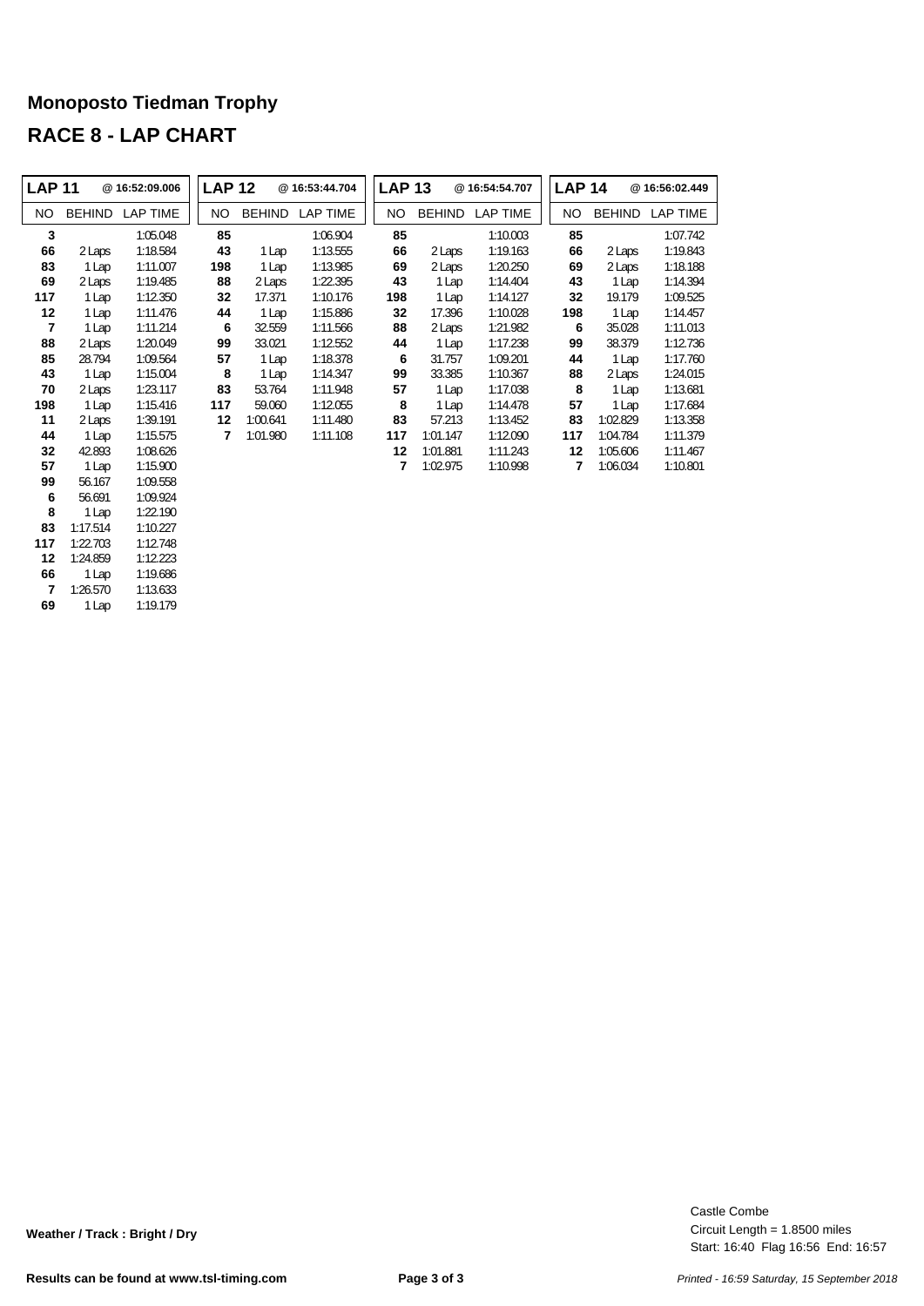## Monoposto Tiedman Trophy

# RACE 8 - LAP CHART

| LAP 11 | | @ 16:52:09.006 | LAP 12 | | @ 16:53:44.704 | LAP 13 | | @ 16:54:54.707 | LAP 14 | | @ 16:56:02.449 |
|---|---|---|---|---|---|---|---|---|---|---|---|
| NO | BEHIND | LAP TIME | NO | BEHIND | LAP TIME | NO | BEHIND | LAP TIME | NO | BEHIND | LAP TIME |
| 3 | | 1:05.048 | 85 | | 1:06.904 | 85 | | 1:10.003 | 85 | | 1:07.742 |
| 66 | 2 Laps | 1:18.584 | 43 | 1 Lap | 1:13.555 | 66 | 2 Laps | 1:19.163 | 66 | 2 Laps | 1:19.843 |
| 83 | 1 Lap | 1:11.007 | 198 | 1 Lap | 1:13.985 | 69 | 2 Laps | 1:20.250 | 69 | 2 Laps | 1:18.188 |
| 69 | 2 Laps | 1:19.485 | 88 | 2 Laps | 1:22.395 | 43 | 1 Lap | 1:14.404 | 43 | 1 Lap | 1:14.394 |
| 117 | 1 Lap | 1:12.350 | 32 | 17.371 | 1:10.176 | 198 | 1 Lap | 1:14.127 | 32 | 19.179 | 1:09.525 |
| 12 | 1 Lap | 1:11.476 | 44 | 1 Lap | 1:15.886 | 32 | 17.396 | 1:10.028 | 198 | 1 Lap | 1:14.457 |
| 7 | 1 Lap | 1:11.214 | 6 | 32.559 | 1:11.566 | 88 | 2 Laps | 1:21.982 | 6 | 35.028 | 1:11.013 |
| 88 | 2 Laps | 1:20.049 | 99 | 33.021 | 1:12.552 | 44 | 1 Lap | 1:17.238 | 99 | 38.379 | 1:12.736 |
| 85 | 28.794 | 1:09.564 | 57 | 1 Lap | 1:18.378 | 6 | 31.757 | 1:09.201 | 44 | 1 Lap | 1:17.760 |
| 43 | 1 Lap | 1:15.004 | 8 | 1 Lap | 1:14.347 | 99 | 33.385 | 1:10.367 | 88 | 2 Laps | 1:24.015 |
| 70 | 2 Laps | 1:23.117 | 83 | 53.764 | 1:11.948 | 57 | 1 Lap | 1:17.038 | 8 | 1 Lap | 1:13.681 |
| 198 | 1 Lap | 1:15.416 | 117 | 59.060 | 1:12.055 | 8 | 1 Lap | 1:14.478 | 57 | 1 Lap | 1:17.684 |
| 11 | 2 Laps | 1:39.191 | 12 | 1:00.641 | 1:11.480 | 83 | 57.213 | 1:13.452 | 83 | 1:02.829 | 1:13.358 |
| 44 | 1 Lap | 1:15.575 | 7 | 1:01.980 | 1:11.108 | 117 | 1:01.147 | 1:12.090 | 117 | 1:04.784 | 1:11.379 |
| 32 | 42.893 | 1:08.626 | | | | 12 | 1:01.881 | 1:11.243 | 12 | 1:05.606 | 1:11.467 |
| 57 | 1 Lap | 1:15.900 | | | | 7 | 1:02.975 | 1:10.998 | 7 | 1:06.034 | 1:10.801 |
| 99 | 56.167 | 1:09.558 | | | | | | | | | |
| 6 | 56.691 | 1:09.924 | | | | | | | | | |
| 8 | 1 Lap | 1:22.190 | | | | | | | | | |
| 83 | 1:17.514 | 1:10.227 | | | | | | | | | |
| 117 | 1:22.703 | 1:12.748 | | | | | | | | | |
| 12 | 1:24.859 | 1:12.223 | | | | | | | | | |
| 66 | 1 Lap | 1:19.686 | | | | | | | | | |
| 7 | 1:26.570 | 1:13.633 | | | | | | | | | |
| 69 | 1 Lap | 1:19.179 | | | | | | | | | |

**Weather / Track : Bright / Dry**

Castle Combe
Circuit Length = 1.8500 miles
Start: 16:40 Flag 16:56 End: 16:57

**Results can be found at www.tsl-timing.com**

*Printed - 16:59 Saturday, 15 September 2018*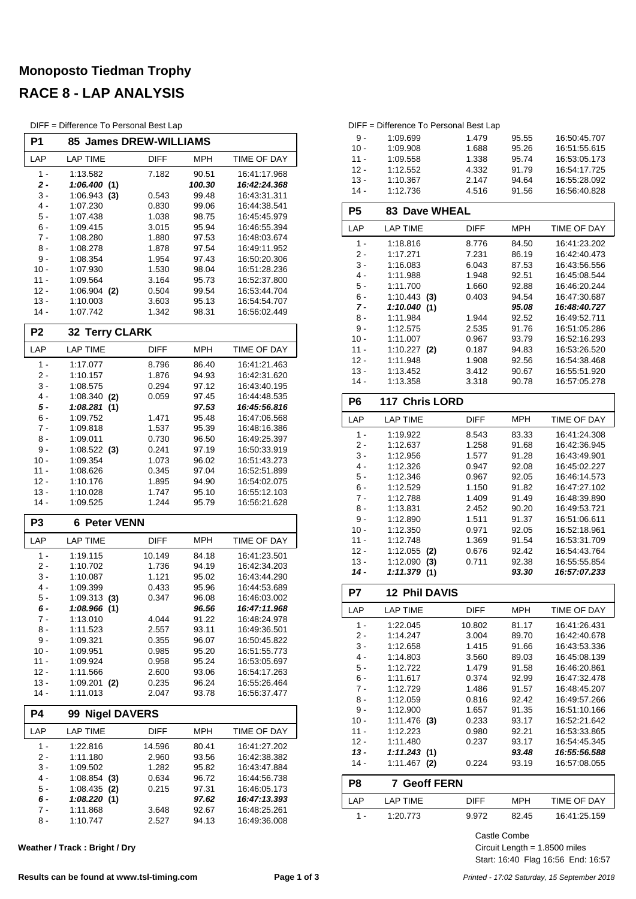# Monoposto Tiedman Trophy

# RACE 8 - LAP ANALYSIS

DIFF = Difference To Personal Best Lap

## P1 85 James DREW-WILLIAMS

| LAP | LAP TIME | DIFF | MPH | TIME OF DAY |
|---|---|---|---|---|
| 1 - | 1:13.582 | 7.182 | 90.51 | 16:41:17.968 |
| ***2 -*** | ***1:06.400 (1)*** | | ***100.30*** | ***16:42:24.368*** |
| 3 - | 1:06.943 **(3)** | 0.543 | 99.48 | 16:43:31.311 |
| 4 - | 1:07.230 | 0.830 | 99.06 | 16:44:38.541 |
| 5 - | 1:07.438 | 1.038 | 98.75 | 16:45:45.979 |
| 6 - | 1:09.415 | 3.015 | 95.94 | 16:46:55.394 |
| 7 - | 1:08.280 | 1.880 | 97.53 | 16:48:03.674 |
| 8 - | 1:08.278 | 1.878 | 97.54 | 16:49:11.952 |
| 9 - | 1:08.354 | 1.954 | 97.43 | 16:50:20.306 |
| 10 - | 1:07.930 | 1.530 | 98.04 | 16:51:28.236 |
| 11 - | 1:09.564 | 3.164 | 95.73 | 16:52:37.800 |
| 12 - | 1:06.904 **(2)** | 0.504 | 99.54 | 16:53:44.704 |
| 13 - | 1:10.003 | 3.603 | 95.13 | 16:54:54.707 |
| 14 - | 1:07.742 | 1.342 | 98.31 | 16:56:02.449 |

## P2 32 Terry CLARK

| LAP | LAP TIME | DIFF | MPH | TIME OF DAY |
|---|---|---|---|---|
| 1 - | 1:17.077 | 8.796 | 86.40 | 16:41:21.463 |
| 2 - | 1:10.157 | 1.876 | 94.93 | 16:42:31.620 |
| 3 - | 1:08.575 | 0.294 | 97.12 | 16:43:40.195 |
| 4 - | 1:08.340 **(2)** | 0.059 | 97.45 | 16:44:48.535 |
| ***5 -*** | ***1:08.281 (1)*** | | ***97.53*** | ***16:45:56.816*** |
| 6 - | 1:09.752 | 1.471 | 95.48 | 16:47:06.568 |
| 7 - | 1:09.818 | 1.537 | 95.39 | 16:48:16.386 |
| 8 - | 1:09.011 | 0.730 | 96.50 | 16:49:25.397 |
| 9 - | 1:08.522 **(3)** | 0.241 | 97.19 | 16:50:33.919 |
| 10 - | 1:09.354 | 1.073 | 96.02 | 16:51:43.273 |
| 11 - | 1:08.626 | 0.345 | 97.04 | 16:52:51.899 |
| 12 - | 1:10.176 | 1.895 | 94.90 | 16:54:02.075 |
| 13 - | 1:10.028 | 1.747 | 95.10 | 16:55:12.103 |
| 14 - | 1:09.525 | 1.244 | 95.79 | 16:56:21.628 |

## P3 6 Peter VENN

| LAP | LAP TIME | DIFF | MPH | TIME OF DAY |
|---|---|---|---|---|
| 1 - | 1:19.115 | 10.149 | 84.18 | 16:41:23.501 |
| 2 - | 1:10.702 | 1.736 | 94.19 | 16:42:34.203 |
| 3 - | 1:10.087 | 1.121 | 95.02 | 16:43:44.290 |
| 4 - | 1:09.399 | 0.433 | 95.96 | 16:44:53.689 |
| 5 - | 1:09.313 **(3)** | 0.347 | 96.08 | 16:46:03.002 |
| ***6 -*** | ***1:08.966 (1)*** | | ***96.56*** | ***16:47:11.968*** |
| 7 - | 1:13.010 | 4.044 | 91.22 | 16:48:24.978 |
| 8 - | 1:11.523 | 2.557 | 93.11 | 16:49:36.501 |
| 9 - | 1:09.321 | 0.355 | 96.07 | 16:50:45.822 |
| 10 - | 1:09.951 | 0.985 | 95.20 | 16:51:55.773 |
| 11 - | 1:09.924 | 0.958 | 95.24 | 16:53:05.697 |
| 12 - | 1:11.566 | 2.600 | 93.06 | 16:54:17.263 |
| 13 - | 1:09.201 **(2)** | 0.235 | 96.24 | 16:55:26.464 |
| 14 - | 1:11.013 | 2.047 | 93.78 | 16:56:37.477 |

## P4 99 Nigel DAVERS

| LAP | LAP TIME | DIFF | MPH | TIME OF DAY |
|---|---|---|---|---|
| 1 - | 1:22.816 | 14.596 | 80.41 | 16:41:27.202 |
| 2 - | 1:11.180 | 2.960 | 93.56 | 16:42:38.382 |
| 3 - | 1:09.502 | 1.282 | 95.82 | 16:43:47.884 |
| 4 - | 1:08.854 **(3)** | 0.634 | 96.72 | 16:44:56.738 |
| 5 - | 1:08.435 **(2)** | 0.215 | 97.31 | 16:46:05.173 |
| ***6 -*** | ***1:08.220 (1)*** | | ***97.62*** | ***16:47:13.393*** |
| 7 - | 1:11.868 | 3.648 | 92.67 | 16:48:25.261 |
| 8 - | 1:10.747 | 2.527 | 94.13 | 16:49:36.008 |
| 9 - | 1:09.699 | 1.479 | 95.55 | 16:50:45.707 |
| 10 - | 1:09.908 | 1.688 | 95.26 | 16:51:55.615 |
| 11 - | 1:09.558 | 1.338 | 95.74 | 16:53:05.173 |
| 12 - | 1:12.552 | 4.332 | 91.79 | 16:54:17.725 |
| 13 - | 1:10.367 | 2.147 | 94.64 | 16:55:28.092 |
| 14 - | 1:12.736 | 4.516 | 91.56 | 16:56:40.828 |

## P5 83 Dave WHEAL

| LAP | LAP TIME | DIFF | MPH | TIME OF DAY |
|---|---|---|---|---|
| 1 - | 1:18.816 | 8.776 | 84.50 | 16:41:23.202 |
| 2 - | 1:17.271 | 7.231 | 86.19 | 16:42:40.473 |
| 3 - | 1:16.083 | 6.043 | 87.53 | 16:43:56.556 |
| 4 - | 1:11.988 | 1.948 | 92.51 | 16:45:08.544 |
| 5 - | 1:11.700 | 1.660 | 92.88 | 16:46:20.244 |
| 6 - | 1:10.443 **(3)** | 0.403 | 94.54 | 16:47:30.687 |
| ***7 -*** | ***1:10.040 (1)*** | | ***95.08*** | ***16:48:40.727*** |
| 8 - | 1:11.984 | 1.944 | 92.52 | 16:49:52.711 |
| 9 - | 1:12.575 | 2.535 | 91.76 | 16:51:05.286 |
| 10 - | 1:11.007 | 0.967 | 93.79 | 16:52:16.293 |
| 11 - | 1:10.227 **(2)** | 0.187 | 94.83 | 16:53:26.520 |
| 12 - | 1:11.948 | 1.908 | 92.56 | 16:54:38.468 |
| 13 - | 1:13.452 | 3.412 | 90.67 | 16:55:51.920 |
| 14 - | 1:13.358 | 3.318 | 90.78 | 16:57:05.278 |

## P6 117 Chris LORD

| LAP | LAP TIME | DIFF | MPH | TIME OF DAY |
|---|---|---|---|---|
| 1 - | 1:19.922 | 8.543 | 83.33 | 16:41:24.308 |
| 2 - | 1:12.637 | 1.258 | 91.68 | 16:42:36.945 |
| 3 - | 1:12.956 | 1.577 | 91.28 | 16:43:49.901 |
| 4 - | 1:12.326 | 0.947 | 92.08 | 16:45:02.227 |
| 5 - | 1:12.346 | 0.967 | 92.05 | 16:46:14.573 |
| 6 - | 1:12.529 | 1.150 | 91.82 | 16:47:27.102 |
| 7 - | 1:12.788 | 1.409 | 91.49 | 16:48:39.890 |
| 8 - | 1:13.831 | 2.452 | 90.20 | 16:49:53.721 |
| 9 - | 1:12.890 | 1.511 | 91.37 | 16:51:06.611 |
| 10 - | 1:12.350 | 0.971 | 92.05 | 16:52:18.961 |
| 11 - | 1:12.748 | 1.369 | 91.54 | 16:53:31.709 |
| 12 - | 1:12.055 **(2)** | 0.676 | 92.42 | 16:54:43.764 |
| 13 - | 1:12.090 **(3)** | 0.711 | 92.38 | 16:55:55.854 |
| ***14 -*** | ***1:11.379 (1)*** | | ***93.30*** | ***16:57:07.233*** |

## P7 12 Phil DAVIS

| LAP | LAP TIME | DIFF | MPH | TIME OF DAY |
|---|---|---|---|---|
| 1 - | 1:22.045 | 10.802 | 81.17 | 16:41:26.431 |
| 2 - | 1:14.247 | 3.004 | 89.70 | 16:42:40.678 |
| 3 - | 1:12.658 | 1.415 | 91.66 | 16:43:53.336 |
| 4 - | 1:14.803 | 3.560 | 89.03 | 16:45:08.139 |
| 5 - | 1:12.722 | 1.479 | 91.58 | 16:46:20.861 |
| 6 - | 1:11.617 | 0.374 | 92.99 | 16:47:32.478 |
| 7 - | 1:12.729 | 1.486 | 91.57 | 16:48:45.207 |
| 8 - | 1:12.059 | 0.816 | 92.42 | 16:49:57.266 |
| 9 - | 1:12.900 | 1.657 | 91.35 | 16:51:10.166 |
| 10 - | 1:11.476 **(3)** | 0.233 | 93.17 | 16:52:21.642 |
| 11 - | 1:12.223 | 0.980 | 92.21 | 16:53:33.865 |
| 12 - | 1:11.480 | 0.237 | 93.17 | 16:54:45.345 |
| ***13 -*** | ***1:11.243 (1)*** | | ***93.48*** | ***16:55:56.588*** |
| 14 - | 1:11.467 **(2)** | 0.224 | 93.19 | 16:57:08.055 |

## P8 7 Geoff FERN

| LAP | LAP TIME | DIFF | MPH | TIME OF DAY |
|---|---|---|---|---|
| 1 - | 1:20.773 | 9.972 | 82.45 | 16:41:25.159 |

**Weather / Track : Bright / Dry**

Castle Combe
Circuit Length = 1.8500 miles
Start: 16:40 Flag 16:56 End: 16:57

**Results can be found at www.tsl-timing.com**

*Printed - 17:02 Saturday, 15 September 2018*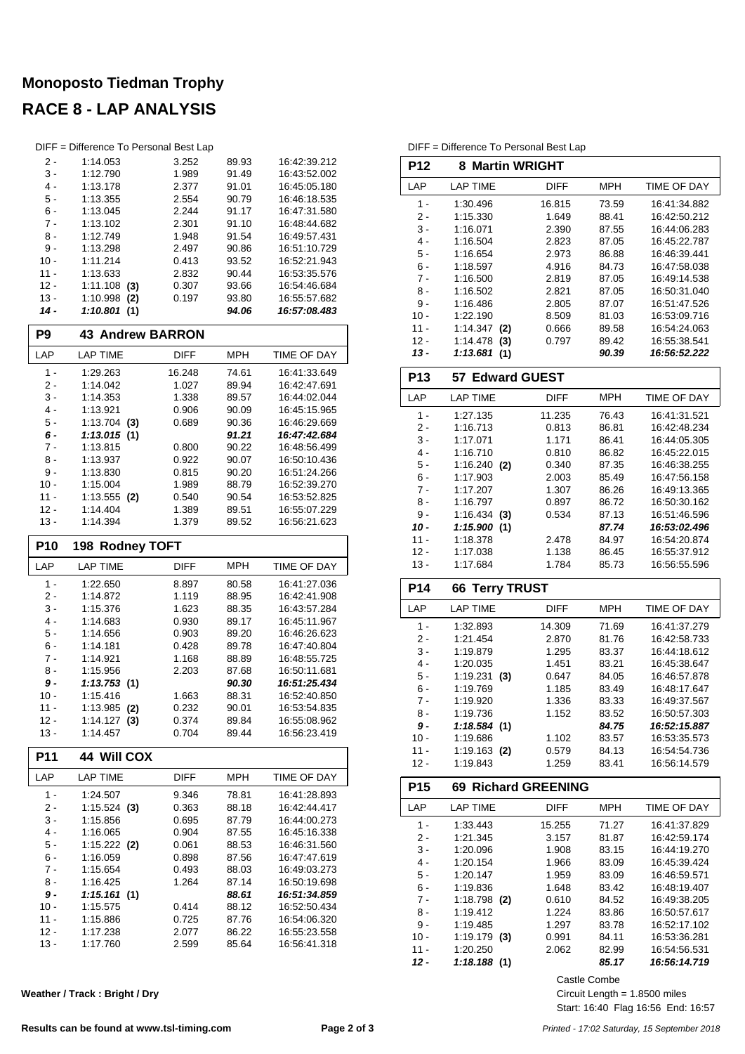# Monoposto Tiedman Trophy

## RACE 8 - LAP ANALYSIS

DIFF = Difference To Personal Best Lap

| LAP | LAP TIME | DIFF | MPH | TIME OF DAY |
|---|---|---|---|---|
| 2 - | 1:14.053 | 3.252 | 89.93 | 16:42:39.212 |
| 3 - | 1:12.790 | 1.989 | 91.49 | 16:43:52.002 |
| 4 - | 1:13.178 | 2.377 | 91.01 | 16:45:05.180 |
| 5 - | 1:13.355 | 2.554 | 90.79 | 16:46:18.535 |
| 6 - | 1:13.045 | 2.244 | 91.17 | 16:47:31.580 |
| 7 - | 1:13.102 | 2.301 | 91.10 | 16:48:44.682 |
| 8 - | 1:12.749 | 1.948 | 91.54 | 16:49:57.431 |
| 9 - | 1:13.298 | 2.497 | 90.86 | 16:51:10.729 |
| 10 - | 1:11.214 | 0.413 | 93.52 | 16:52:21.943 |
| 11 - | 1:13.633 | 2.832 | 90.44 | 16:53:35.576 |
| 12 - | 1:11.108 **(3)** | 0.307 | 93.66 | 16:54:46.684 |
| 13 - | 1:10.998 **(2)** | 0.197 | 93.80 | 16:55:57.682 |
| ***14 -*** | ***1:10.801 (1)*** | | ***94.06*** | ***16:57:08.483*** |

### P9 43 Andrew BARRON

| LAP | LAP TIME | DIFF | MPH | TIME OF DAY |
|---|---|---|---|---|
| 1 - | 1:29.263 | 16.248 | 74.61 | 16:41:33.649 |
| 2 - | 1:14.042 | 1.027 | 89.94 | 16:42:47.691 |
| 3 - | 1:14.353 | 1.338 | 89.57 | 16:44:02.044 |
| 4 - | 1:13.921 | 0.906 | 90.09 | 16:45:15.965 |
| 5 - | 1:13.704 **(3)** | 0.689 | 90.36 | 16:46:29.669 |
| ***6 -*** | ***1:13.015 (1)*** | | ***91.21*** | ***16:47:42.684*** |
| 7 - | 1:13.815 | 0.800 | 90.22 | 16:48:56.499 |
| 8 - | 1:13.937 | 0.922 | 90.07 | 16:50:10.436 |
| 9 - | 1:13.830 | 0.815 | 90.20 | 16:51:24.266 |
| 10 - | 1:15.004 | 1.989 | 88.79 | 16:52:39.270 |
| 11 - | 1:13.555 **(2)** | 0.540 | 90.54 | 16:53:52.825 |
| 12 - | 1:14.404 | 1.389 | 89.51 | 16:55:07.229 |
| 13 - | 1:14.394 | 1.379 | 89.52 | 16:56:21.623 |

### P10 198 Rodney TOFT

| LAP | LAP TIME | DIFF | MPH | TIME OF DAY |
|---|---|---|---|---|
| 1 - | 1:22.650 | 8.897 | 80.58 | 16:41:27.036 |
| 2 - | 1:14.872 | 1.119 | 88.95 | 16:42:41.908 |
| 3 - | 1:15.376 | 1.623 | 88.35 | 16:43:57.284 |
| 4 - | 1:14.683 | 0.930 | 89.17 | 16:45:11.967 |
| 5 - | 1:14.656 | 0.903 | 89.20 | 16:46:26.623 |
| 6 - | 1:14.181 | 0.428 | 89.78 | 16:47:40.804 |
| 7 - | 1:14.921 | 1.168 | 88.89 | 16:48:55.725 |
| 8 - | 1:15.956 | 2.203 | 87.68 | 16:50:11.681 |
| ***9 -*** | ***1:13.753 (1)*** | | ***90.30*** | ***16:51:25.434*** |
| 10 - | 1:15.416 | 1.663 | 88.31 | 16:52:40.850 |
| 11 - | 1:13.985 **(2)** | 0.232 | 90.01 | 16:53:54.835 |
| 12 - | 1:14.127 **(3)** | 0.374 | 89.84 | 16:55:08.962 |
| 13 - | 1:14.457 | 0.704 | 89.44 | 16:56:23.419 |

### P11 44 Will COX

| LAP | LAP TIME | DIFF | MPH | TIME OF DAY |
|---|---|---|---|---|
| 1 - | 1:24.507 | 9.346 | 78.81 | 16:41:28.893 |
| 2 - | 1:15.524 **(3)** | 0.363 | 88.18 | 16:42:44.417 |
| 3 - | 1:15.856 | 0.695 | 87.79 | 16:44:00.273 |
| 4 - | 1:16.065 | 0.904 | 87.55 | 16:45:16.338 |
| 5 - | 1:15.222 **(2)** | 0.061 | 88.53 | 16:46:31.560 |
| 6 - | 1:16.059 | 0.898 | 87.56 | 16:47:47.619 |
| 7 - | 1:15.654 | 0.493 | 88.03 | 16:49:03.273 |
| 8 - | 1:16.425 | 1.264 | 87.14 | 16:50:19.698 |
| ***9 -*** | ***1:15.161 (1)*** | | ***88.61*** | ***16:51:34.859*** |
| 10 - | 1:15.575 | 0.414 | 88.12 | 16:52:50.434 |
| 11 - | 1:15.886 | 0.725 | 87.76 | 16:54:06.320 |
| 12 - | 1:17.238 | 2.077 | 86.22 | 16:55:23.558 |
| 13 - | 1:17.760 | 2.599 | 85.64 | 16:56:41.318 |

DIFF = Difference To Personal Best Lap

### P12 8 Martin WRIGHT

| LAP | LAP TIME | DIFF | MPH | TIME OF DAY |
|---|---|---|---|---|
| 1 - | 1:30.496 | 16.815 | 73.59 | 16:41:34.882 |
| 2 - | 1:15.330 | 1.649 | 88.41 | 16:42:50.212 |
| 3 - | 1:16.071 | 2.390 | 87.55 | 16:44:06.283 |
| 4 - | 1:16.504 | 2.823 | 87.05 | 16:45:22.787 |
| 5 - | 1:16.654 | 2.973 | 86.88 | 16:46:39.441 |
| 6 - | 1:18.597 | 4.916 | 84.73 | 16:47:58.038 |
| 7 - | 1:16.500 | 2.819 | 87.05 | 16:49:14.538 |
| 8 - | 1:16.502 | 2.821 | 87.05 | 16:50:31.040 |
| 9 - | 1:16.486 | 2.805 | 87.07 | 16:51:47.526 |
| 10 - | 1:22.190 | 8.509 | 81.03 | 16:53:09.716 |
| 11 - | 1:14.347 **(2)** | 0.666 | 89.58 | 16:54:24.063 |
| 12 - | 1:14.478 **(3)** | 0.797 | 89.42 | 16:55:38.541 |
| ***13 -*** | ***1:13.681 (1)*** | | ***90.39*** | ***16:56:52.222*** |

### P13 57 Edward GUEST

| LAP | LAP TIME | DIFF | MPH | TIME OF DAY |
|---|---|---|---|---|
| 1 - | 1:27.135 | 11.235 | 76.43 | 16:41:31.521 |
| 2 - | 1:16.713 | 0.813 | 86.81 | 16:42:48.234 |
| 3 - | 1:17.071 | 1.171 | 86.41 | 16:44:05.305 |
| 4 - | 1:16.710 | 0.810 | 86.82 | 16:45:22.015 |
| 5 - | 1:16.240 **(2)** | 0.340 | 87.35 | 16:46:38.255 |
| 6 - | 1:17.903 | 2.003 | 85.49 | 16:47:56.158 |
| 7 - | 1:17.207 | 1.307 | 86.26 | 16:49:13.365 |
| 8 - | 1:16.797 | 0.897 | 86.72 | 16:50:30.162 |
| 9 - | 1:16.434 **(3)** | 0.534 | 87.13 | 16:51:46.596 |
| ***10 -*** | ***1:15.900 (1)*** | | ***87.74*** | ***16:53:02.496*** |
| 11 - | 1:18.378 | 2.478 | 84.97 | 16:54:20.874 |
| 12 - | 1:17.038 | 1.138 | 86.45 | 16:55:37.912 |
| 13 - | 1:17.684 | 1.784 | 85.73 | 16:56:55.596 |

### P14 66 Terry TRUST

| LAP | LAP TIME | DIFF | MPH | TIME OF DAY |
|---|---|---|---|---|
| 1 - | 1:32.893 | 14.309 | 71.69 | 16:41:37.279 |
| 2 - | 1:21.454 | 2.870 | 81.76 | 16:42:58.733 |
| 3 - | 1:19.879 | 1.295 | 83.37 | 16:44:18.612 |
| 4 - | 1:20.035 | 1.451 | 83.21 | 16:45:38.647 |
| 5 - | 1:19.231 **(3)** | 0.647 | 84.05 | 16:46:57.878 |
| 6 - | 1:19.769 | 1.185 | 83.49 | 16:48:17.647 |
| 7 - | 1:19.920 | 1.336 | 83.33 | 16:49:37.567 |
| 8 - | 1:19.736 | 1.152 | 83.52 | 16:50:57.303 |
| ***9 -*** | ***1:18.584 (1)*** | | ***84.75*** | ***16:52:15.887*** |
| 10 - | 1:19.686 | 1.102 | 83.57 | 16:53:35.573 |
| 11 - | 1:19.163 **(2)** | 0.579 | 84.13 | 16:54:54.736 |
| 12 - | 1:19.843 | 1.259 | 83.41 | 16:56:14.579 |

### P15 69 Richard GREENING

| LAP | LAP TIME | DIFF | MPH | TIME OF DAY |
|---|---|---|---|---|
| 1 - | 1:33.443 | 15.255 | 71.27 | 16:41:37.829 |
| 2 - | 1:21.345 | 3.157 | 81.87 | 16:42:59.174 |
| 3 - | 1:20.096 | 1.908 | 83.15 | 16:44:19.270 |
| 4 - | 1:20.154 | 1.966 | 83.09 | 16:45:39.424 |
| 5 - | 1:20.147 | 1.959 | 83.09 | 16:46:59.571 |
| 6 - | 1:19.836 | 1.648 | 83.42 | 16:48:19.407 |
| 7 - | 1:18.798 **(2)** | 0.610 | 84.52 | 16:49:38.205 |
| 8 - | 1:19.412 | 1.224 | 83.86 | 16:50:57.617 |
| 9 - | 1:19.485 | 1.297 | 83.78 | 16:52:17.102 |
| 10 - | 1:19.179 **(3)** | 0.991 | 84.11 | 16:53:36.281 |
| 11 - | 1:20.250 | 2.062 | 82.99 | 16:54:56.531 |
| ***12 -*** | ***1:18.188 (1)*** | | ***85.17*** | ***16:56:14.719*** |

**Weather / Track : Bright / Dry**

Castle Combe
Circuit Length = 1.8500 miles
Start: 16:40 Flag 16:56 End: 16:57

**Results can be found at www.tsl-timing.com**

*Printed - 17:02 Saturday, 15 September 2018*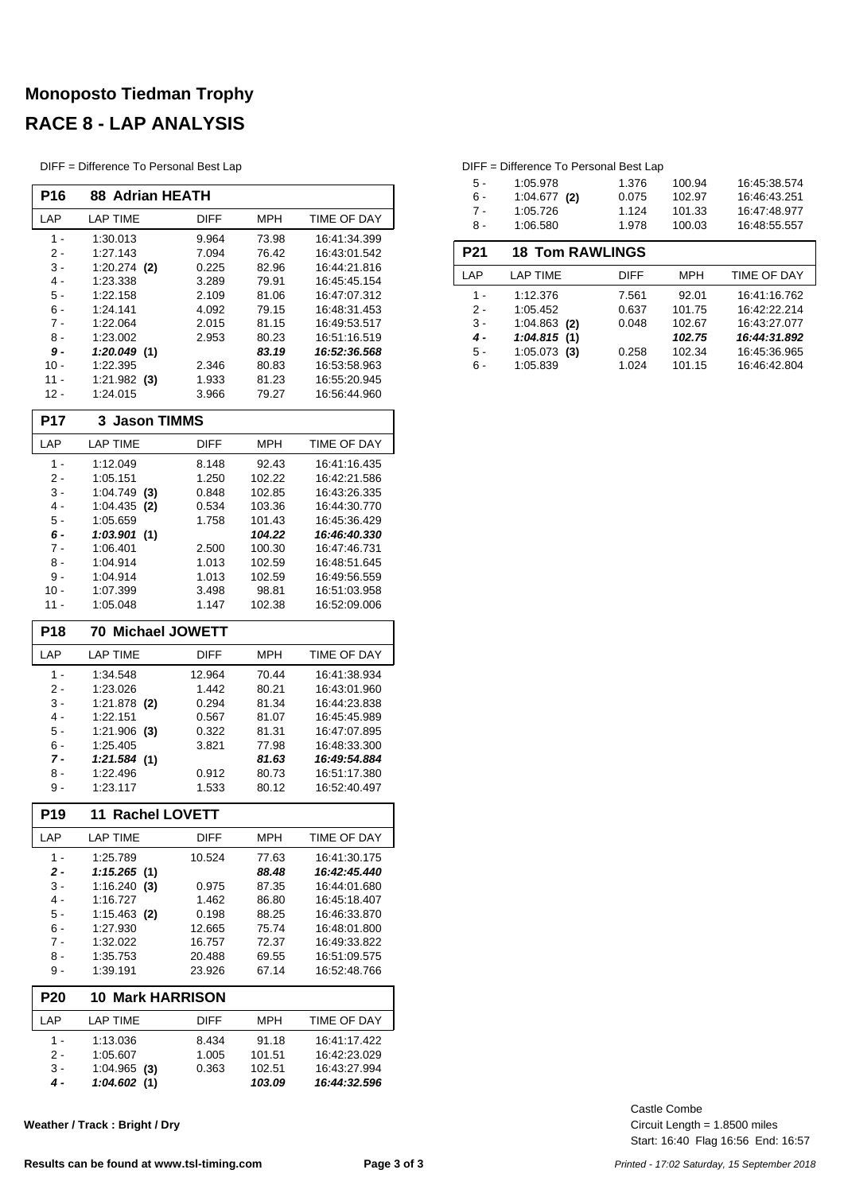# Monoposto Tiedman Trophy

## RACE 8 - LAP ANALYSIS

DIFF = Difference To Personal Best Lap

### P16 88 Adrian HEATH

| LAP | LAP TIME | DIFF | MPH | TIME OF DAY |
|---|---|---|---|---|
| 1 - | 1:30.013 | 9.964 | 73.98 | 16:41:34.399 |
| 2 - | 1:27.143 | 7.094 | 76.42 | 16:43:01.542 |
| 3 - | 1:20.274 **(2)** | 0.225 | 82.96 | 16:44:21.816 |
| 4 - | 1:23.338 | 3.289 | 79.91 | 16:45:45.154 |
| 5 - | 1:22.158 | 2.109 | 81.06 | 16:47:07.312 |
| 6 - | 1:24.141 | 4.092 | 79.15 | 16:48:31.453 |
| 7 - | 1:22.064 | 2.015 | 81.15 | 16:49:53.517 |
| 8 - | 1:23.002 | 2.953 | 80.23 | 16:51:16.519 |
| ***9 -*** | ***1:20.049* (1)** | | ***83.19*** | ***16:52:36.568*** |
| 10 - | 1:22.395 | 2.346 | 80.83 | 16:53:58.963 |
| 11 - | 1:21.982 **(3)** | 1.933 | 81.23 | 16:55:20.945 |
| 12 - | 1:24.015 | 3.966 | 79.27 | 16:56:44.960 |

### P17 3 Jason TIMMS

| LAP | LAP TIME | DIFF | MPH | TIME OF DAY |
|---|---|---|---|---|
| 1 - | 1:12.049 | 8.148 | 92.43 | 16:41:16.435 |
| 2 - | 1:05.151 | 1.250 | 102.22 | 16:42:21.586 |
| 3 - | 1:04.749 **(3)** | 0.848 | 102.85 | 16:43:26.335 |
| 4 - | 1:04.435 **(2)** | 0.534 | 103.36 | 16:44:30.770 |
| 5 - | 1:05.659 | 1.758 | 101.43 | 16:45:36.429 |
| ***6 -*** | ***1:03.901* (1)** | | ***104.22*** | ***16:46:40.330*** |
| 7 - | 1:06.401 | 2.500 | 100.30 | 16:47:46.731 |
| 8 - | 1:04.914 | 1.013 | 102.59 | 16:48:51.645 |
| 9 - | 1:04.914 | 1.013 | 102.59 | 16:49:56.559 |
| 10 - | 1:07.399 | 3.498 | 98.81 | 16:51:03.958 |
| 11 - | 1:05.048 | 1.147 | 102.38 | 16:52:09.006 |

### P18 70 Michael JOWETT

| LAP | LAP TIME | DIFF | MPH | TIME OF DAY |
|---|---|---|---|---|
| 1 - | 1:34.548 | 12.964 | 70.44 | 16:41:38.934 |
| 2 - | 1:23.026 | 1.442 | 80.21 | 16:43:01.960 |
| 3 - | 1:21.878 **(2)** | 0.294 | 81.34 | 16:44:23.838 |
| 4 - | 1:22.151 | 0.567 | 81.07 | 16:45:45.989 |
| 5 - | 1:21.906 **(3)** | 0.322 | 81.31 | 16:47:07.895 |
| 6 - | 1:25.405 | 3.821 | 77.98 | 16:48:33.300 |
| ***7 -*** | ***1:21.584* (1)** | | ***81.63*** | ***16:49:54.884*** |
| 8 - | 1:22.496 | 0.912 | 80.73 | 16:51:17.380 |
| 9 - | 1:23.117 | 1.533 | 80.12 | 16:52:40.497 |

### P19 11 Rachel LOVETT

| LAP | LAP TIME | DIFF | MPH | TIME OF DAY |
|---|---|---|---|---|
| 1 - | 1:25.789 | 10.524 | 77.63 | 16:41:30.175 |
| ***2 -*** | ***1:15.265* (1)** | | ***88.48*** | ***16:42:45.440*** |
| 3 - | 1:16.240 **(3)** | 0.975 | 87.35 | 16:44:01.680 |
| 4 - | 1:16.727 | 1.462 | 86.80 | 16:45:18.407 |
| 5 - | 1:15.463 **(2)** | 0.198 | 88.25 | 16:46:33.870 |
| 6 - | 1:27.930 | 12.665 | 75.74 | 16:48:01.800 |
| 7 - | 1:32.022 | 16.757 | 72.37 | 16:49:33.822 |
| 8 - | 1:35.753 | 20.488 | 69.55 | 16:51:09.575 |
| 9 - | 1:39.191 | 23.926 | 67.14 | 16:52:48.766 |

### P20 10 Mark HARRISON

| LAP | LAP TIME | DIFF | MPH | TIME OF DAY |
|---|---|---|---|---|
| 1 - | 1:13.036 | 8.434 | 91.18 | 16:41:17.422 |
| 2 - | 1:05.607 | 1.005 | 101.51 | 16:42:23.029 |
| 3 - | 1:04.965 **(3)** | 0.363 | 102.51 | 16:43:27.994 |
| ***4 -*** | ***1:04.602* (1)** | | ***103.09*** | ***16:44:32.596*** |
| 5 - | 1:05.978 | 1.376 | 100.94 | 16:45:38.574 |
| 6 - | 1:04.677 **(2)** | 0.075 | 102.97 | 16:46:43.251 |
| 7 - | 1:05.726 | 1.124 | 101.33 | 16:47:48.977 |
| 8 - | 1:06.580 | 1.978 | 100.03 | 16:48:55.557 |

### P21 18 Tom RAWLINGS

| LAP | LAP TIME | DIFF | MPH | TIME OF DAY |
|---|---|---|---|---|
| 1 - | 1:12.376 | 7.561 | 92.01 | 16:41:16.762 |
| 2 - | 1:05.452 | 0.637 | 101.75 | 16:42:22.214 |
| 3 - | 1:04.863 **(2)** | 0.048 | 102.67 | 16:43:27.077 |
| ***4 -*** | ***1:04.815* (1)** | | ***102.75*** | ***16:44:31.892*** |
| 5 - | 1:05.073 **(3)** | 0.258 | 102.34 | 16:45:36.965 |
| 6 - | 1:05.839 | 1.024 | 101.15 | 16:46:42.804 |

**Weather / Track : Bright / Dry**

Castle Combe
Circuit Length = 1.8500 miles
Start: 16:40 Flag 16:56 End: 16:57

**Results can be found at www.tsl-timing.com**

*Printed - 17:02 Saturday, 15 September 2018*